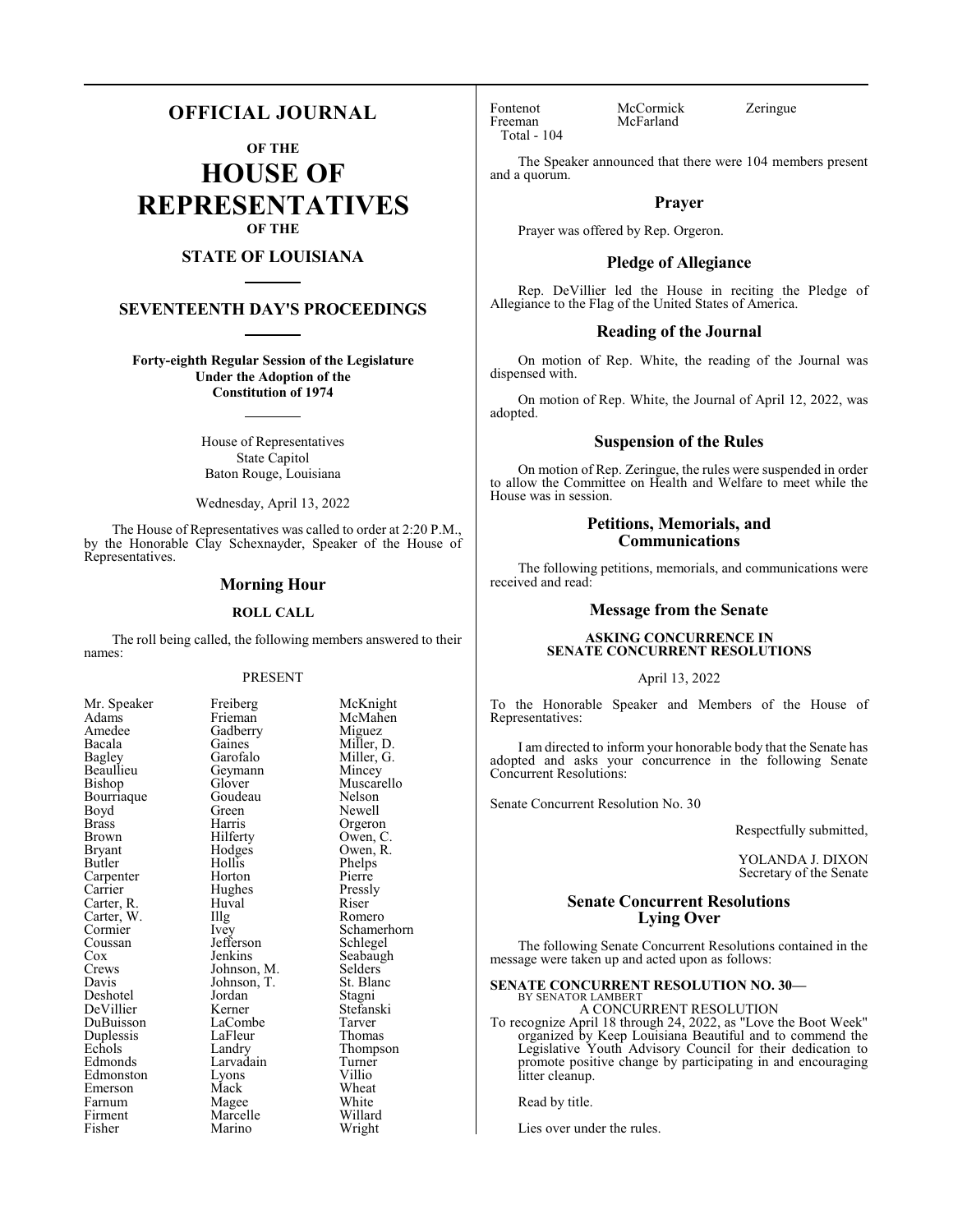# OFFICIAL JOURNAL

## OF THE

# HOUSE OF REPRESENTATIVES

## OF THE

## STATE OF LOUISIANA

## SEVENTEENTH DAY'S PROCEEDINGS

**Forty-eighth Regular Session of the Legislature Under the Adoption of the Constitution of 1974**

House of Representatives
State Capitol
Baton Rouge, Louisiana

Wednesday, April 13, 2022

The House of Representatives was called to order at 2:20 P.M., by the Honorable Clay Schexnayder, Speaker of the House of Representatives.

## Morning Hour

### ROLL CALL

The roll being called, the following members answered to their names:

PRESENT

| | | |
|---|---|---|
| Mr. Speaker | Freiberg | McKnight |
| Adams | Frieman | McMahen |
| Amedee | Gadberry | Miguez |
| Bacala | Gaines | Miller, D. |
| Bagley | Garofalo | Miller, G. |
| Beaullieu | Geymann | Mincey |
| Bishop | Glover | Muscarello |
| Bourriaque | Goudeau | Nelson |
| Boyd | Green | Newell |
| Brass | Harris | Orgeron |
| Brown | Hilferty | Owen, C. |
| Bryant | Hodges | Owen, R. |
| Butler | Hollis | Phelps |
| Carpenter | Horton | Pierre |
| Carrier | Hughes | Pressly |
| Carter, R. | Huval | Riser |
| Carter, W. | Illg | Romero |
| Cormier | Ivey | Schamerhorn |
| Coussan | Jefferson | Schlegel |
| Cox | Jenkins | Seabaugh |
| Crews | Johnson, M. | Selders |
| Davis | Johnson, T. | St. Blanc |
| Deshotel | Jordan | Stagni |
| DeVillier | Kerner | Stefanski |
| DuBuisson | LaCombe | Tarver |
| Duplessis | LaFleur | Thomas |
| Echols | Landry | Thompson |
| Edmonds | Larvadain | Turner |
| Edmonston | Lyons | Villio |
| Emerson | Mack | Wheat |
| Farnum | Magee | White |
| Firment | Marcelle | Willard |
| Fisher | Marino | Wright |
| Fontenot | McCormick | Zeringue |
| Freeman | McFarland | |

Total - 104

The Speaker announced that there were 104 members present and a quorum.

## Prayer

Prayer was offered by Rep. Orgeron.

## Pledge of Allegiance

Rep. DeVillier led the House in reciting the Pledge of Allegiance to the Flag of the United States of America.

## Reading of the Journal

On motion of Rep. White, the reading of the Journal was dispensed with.

On motion of Rep. White, the Journal of April 12, 2022, was adopted.

## Suspension of the Rules

On motion of Rep. Zeringue, the rules were suspended in order to allow the Committee on Health and Welfare to meet while the House was in session.

## Petitions, Memorials, and Communications

The following petitions, memorials, and communications were received and read:

## Message from the Senate

### ASKING CONCURRENCE IN SENATE CONCURRENT RESOLUTIONS

April 13, 2022

To the Honorable Speaker and Members of the House of Representatives:

I am directed to inform your honorable body that the Senate has adopted and asks your concurrence in the following Senate Concurrent Resolutions:

Senate Concurrent Resolution No. 30

Respectfully submitted,

YOLANDA J. DIXON
Secretary of the Senate

## Senate Concurrent Resolutions Lying Over

The following Senate Concurrent Resolutions contained in the message were taken up and acted upon as follows:

**SENATE CONCURRENT RESOLUTION NO. 30—**
BY SENATOR LAMBERT
A CONCURRENT RESOLUTION
To recognize April 18 through 24, 2022, as "Love the Boot Week" organized by Keep Louisiana Beautiful and to commend the Legislative Youth Advisory Council for their dedication to promote positive change by participating in and encouraging litter cleanup.

Read by title.

Lies over under the rules.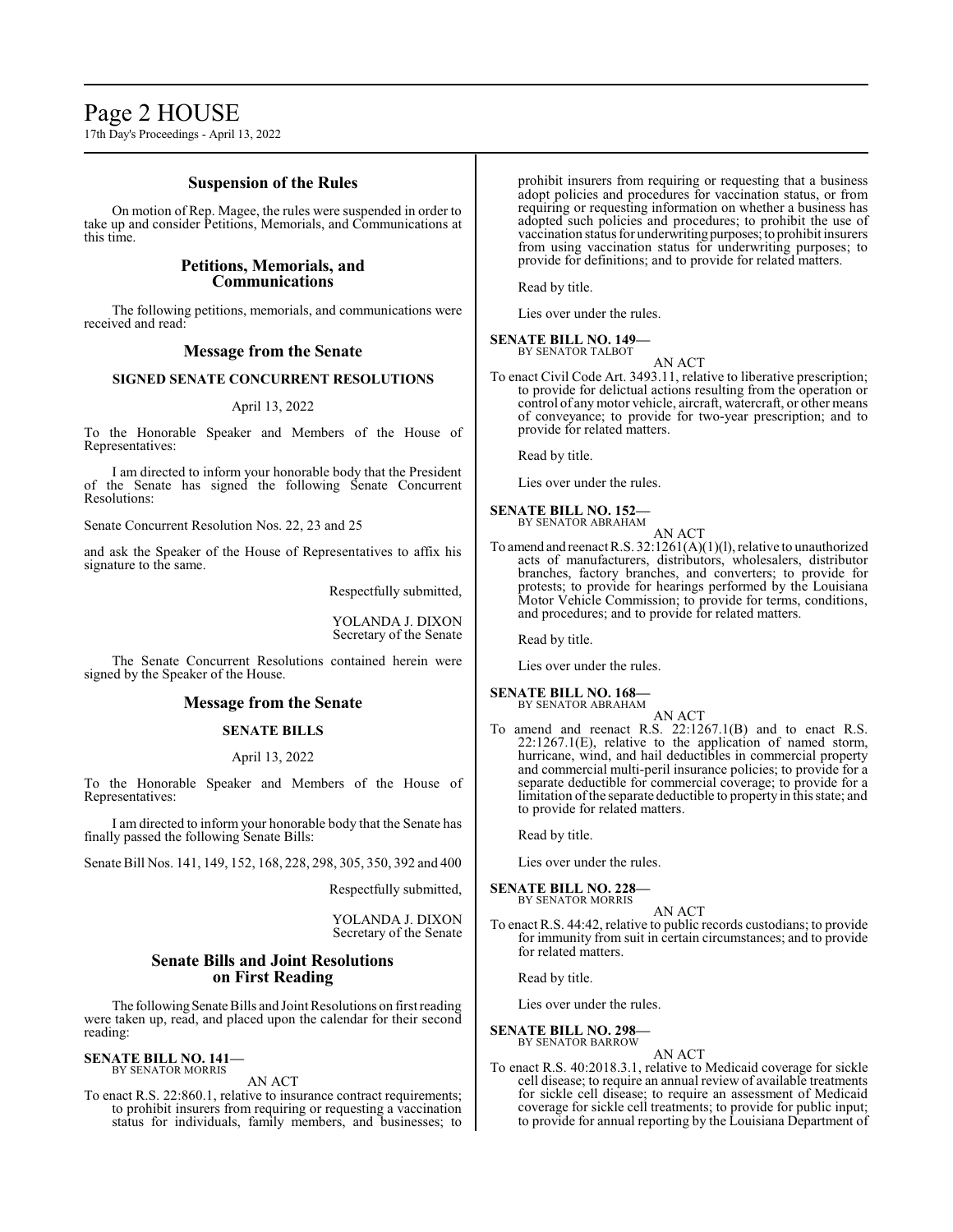## Suspension of the Rules

On motion of Rep. Magee, the rules were suspended in order to take up and consider Petitions, Memorials, and Communications at this time.

## Petitions, Memorials, and Communications

The following petitions, memorials, and communications were received and read:

## Message from the Senate

**SIGNED SENATE CONCURRENT RESOLUTIONS**

April 13, 2022

To the Honorable Speaker and Members of the House of Representatives:

I am directed to inform your honorable body that the President of the Senate has signed the following Senate Concurrent Resolutions:

Senate Concurrent Resolution Nos. 22, 23 and 25

and ask the Speaker of the House of Representatives to affix his signature to the same.

Respectfully submitted,

YOLANDA J. DIXON
Secretary of the Senate

The Senate Concurrent Resolutions contained herein were signed by the Speaker of the House.

## Message from the Senate

**SENATE BILLS**

April 13, 2022

To the Honorable Speaker and Members of the House of Representatives:

I am directed to inform your honorable body that the Senate has finally passed the following Senate Bills:

Senate Bill Nos. 141, 149, 152, 168, 228, 298, 305, 350, 392 and 400

Respectfully submitted,

YOLANDA J. DIXON
Secretary of the Senate

## Senate Bills and Joint Resolutions on First Reading

The following Senate Bills and Joint Resolutions on first reading were taken up, read, and placed upon the calendar for their second reading:

**SENATE BILL NO. 141—**
BY SENATOR MORRIS

AN ACT

To enact R.S. 22:860.1, relative to insurance contract requirements; to prohibit insurers from requiring or requesting a vaccination status for individuals, family members, and businesses; to prohibit insurers from requiring or requesting that a business adopt policies and procedures for vaccination status, or from requiring or requesting information on whether a business has adopted such policies and procedures; to prohibit the use of vaccination status for underwriting purposes; to prohibit insurers from using vaccination status for underwriting purposes; to provide for definitions; and to provide for related matters.

Read by title.

Lies over under the rules.

**SENATE BILL NO. 149—**
BY SENATOR TALBOT

AN ACT

To enact Civil Code Art. 3493.11, relative to liberative prescription; to provide for delictual actions resulting from the operation or control of any motor vehicle, aircraft, watercraft, or other means of conveyance; to provide for two-year prescription; and to provide for related matters.

Read by title.

Lies over under the rules.

**SENATE BILL NO. 152—**
BY SENATOR ABRAHAM

AN ACT

To amend and reenact R.S. 32:1261(A)(1)(l), relative to unauthorized acts of manufacturers, distributors, wholesalers, distributor branches, factory branches, and converters; to provide for protests; to provide for hearings performed by the Louisiana Motor Vehicle Commission; to provide for terms, conditions, and procedures; and to provide for related matters.

Read by title.

Lies over under the rules.

**SENATE BILL NO. 168—**
BY SENATOR ABRAHAM

AN ACT

To amend and reenact R.S. 22:1267.1(B) and to enact R.S. 22:1267.1(E), relative to the application of named storm, hurricane, wind, and hail deductibles in commercial property and commercial multi-peril insurance policies; to provide for a separate deductible for commercial coverage; to provide for a limitation of the separate deductible to property in this state; and to provide for related matters.

Read by title.

Lies over under the rules.

**SENATE BILL NO. 228—**
BY SENATOR MORRIS

AN ACT

To enact R.S. 44:42, relative to public records custodians; to provide for immunity from suit in certain circumstances; and to provide for related matters.

Read by title.

Lies over under the rules.

**SENATE BILL NO. 298—**
BY SENATOR BARROW

AN ACT

To enact R.S. 40:2018.3.1, relative to Medicaid coverage for sickle cell disease; to require an annual review of available treatments for sickle cell disease; to require an assessment of Medicaid coverage for sickle cell treatments; to provide for public input; to provide for annual reporting by the Louisiana Department of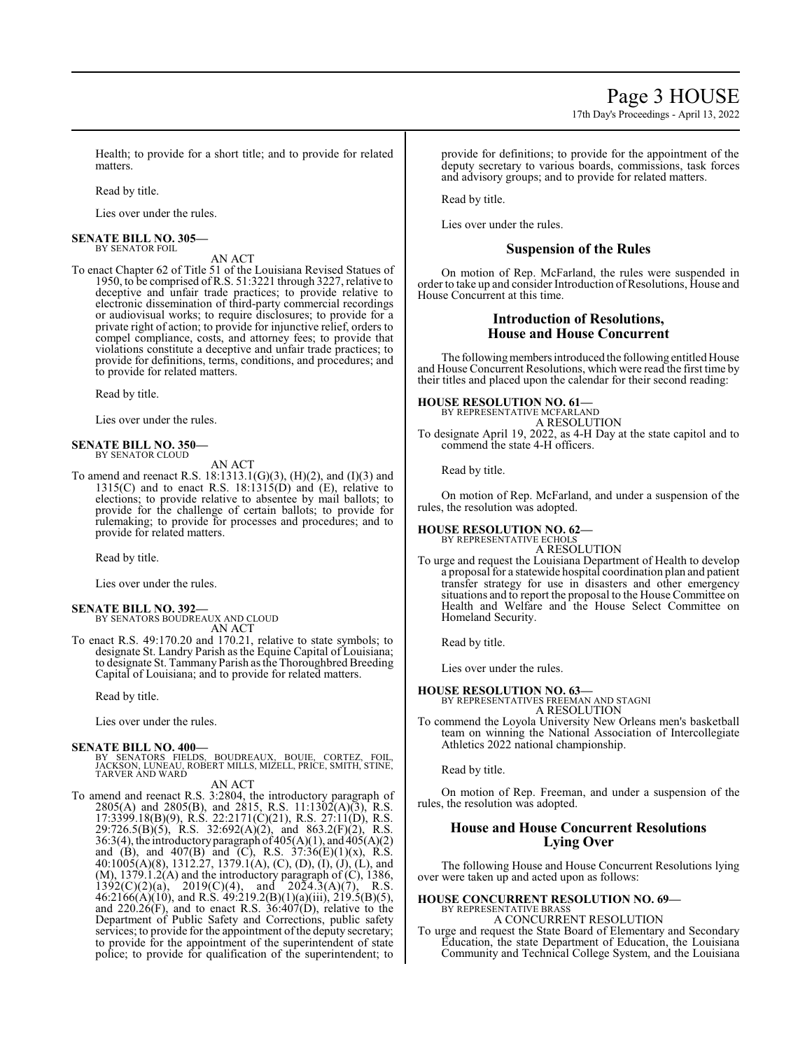Health; to provide for a short title; and to provide for related matters.

Read by title.

Lies over under the rules.

**SENATE BILL NO. 305—**
BY SENATOR FOIL

AN ACT

To enact Chapter 62 of Title 51 of the Louisiana Revised Statues of 1950, to be comprised of R.S. 51:3221 through 3227, relative to deceptive and unfair trade practices; to provide relative to electronic dissemination of third-party commercial recordings or audiovisual works; to require disclosures; to provide for a private right of action; to provide for injunctive relief, orders to compel compliance, costs, and attorney fees; to provide that violations constitute a deceptive and unfair trade practices; to provide for definitions, terms, conditions, and procedures; and to provide for related matters.

Read by title.

Lies over under the rules.

**SENATE BILL NO. 350—**
BY SENATOR CLOUD

AN ACT

To amend and reenact R.S. 18:1313.1(G)(3), (H)(2), and (I)(3) and 1315(C) and to enact R.S. 18:1315(D) and (E), relative to elections; to provide relative to absentee by mail ballots; to provide for the challenge of certain ballots; to provide for rulemaking; to provide for processes and procedures; and to provide for related matters.

Read by title.

Lies over under the rules.

**SENATE BILL NO. 392—**
BY SENATORS BOUDREAUX AND CLOUD

AN ACT

To enact R.S. 49:170.20 and 170.21, relative to state symbols; to designate St. Landry Parish as the Equine Capital of Louisiana; to designate St. Tammany Parish as the Thoroughbred Breeding Capital of Louisiana; and to provide for related matters.

Read by title.

Lies over under the rules.

**SENATE BILL NO. 400—**
BY SENATORS FIELDS, BOUDREAUX, BOUIE, CORTEZ, FOIL, JACKSON, LUNEAU, ROBERT MILLS, MIZELL, PRICE, SMITH, STINE, TARVER AND WARD

AN ACT

To amend and reenact R.S. 3:2804, the introductory paragraph of 2805(A) and 2805(B), and 2815, R.S. 11:1302(A)(3), R.S. 17:3399.18(B)(9), R.S. 22:2171(C)(21), R.S. 27:11(D), R.S. 29:726.5(B)(5), R.S. 32:692(A)(2), and 863.2(F)(2), R.S. 36:3(4), the introductory paragraph of 405(A)(1), and 405(A)(2) and (B), and 407(B) and (C), R.S. 37:36(E)(1)(x), R.S. 40:1005(A)(8), 1312.27, 1379.1(A), (C), (D), (I), (J), (L), and (M), 1379.1.2(A) and the introductory paragraph of (C), 1386, 1392(C)(2)(a), 2019(C)(4), and 2024.3(A)(7), R.S. 46:2166(A)(10), and R.S. 49:219.2(B)(1)(a)(iii), 219.5(B)(5), and 220.26(F), and to enact R.S. 36:407(D), relative to the Department of Public Safety and Corrections, public safety services; to provide for the appointment of the deputy secretary; to provide for the appointment of the superintendent of state police; to provide for qualification of the superintendent; to provide for definitions; to provide for the appointment of the deputy secretary to various boards, commissions, task forces and advisory groups; and to provide for related matters.

Read by title.

Lies over under the rules.

## Suspension of the Rules

On motion of Rep. McFarland, the rules were suspended in order to take up and consider Introduction of Resolutions, House and House Concurrent at this time.

## Introduction of Resolutions, House and House Concurrent

The following members introduced the following entitled House and House Concurrent Resolutions, which were read the first time by their titles and placed upon the calendar for their second reading:

**HOUSE RESOLUTION NO. 61—**
BY REPRESENTATIVE MCFARLAND

A RESOLUTION

To designate April 19, 2022, as 4-H Day at the state capitol and to commend the state 4-H officers.

Read by title.

On motion of Rep. McFarland, and under a suspension of the rules, the resolution was adopted.

**HOUSE RESOLUTION NO. 62—**
BY REPRESENTATIVE ECHOLS

A RESOLUTION

To urge and request the Louisiana Department of Health to develop a proposal for a statewide hospital coordination plan and patient transfer strategy for use in disasters and other emergency situations and to report the proposal to the House Committee on Health and Welfare and the House Select Committee on Homeland Security.

Read by title.

Lies over under the rules.

**HOUSE RESOLUTION NO. 63—**
BY REPRESENTATIVES FREEMAN AND STAGNI

A RESOLUTION

To commend the Loyola University New Orleans men's basketball team on winning the National Association of Intercollegiate Athletics 2022 national championship.

Read by title.

On motion of Rep. Freeman, and under a suspension of the rules, the resolution was adopted.

## House and House Concurrent Resolutions Lying Over

The following House and House Concurrent Resolutions lying over were taken up and acted upon as follows:

**HOUSE CONCURRENT RESOLUTION NO. 69—**
BY REPRESENTATIVE BRASS

A CONCURRENT RESOLUTION

To urge and request the State Board of Elementary and Secondary Education, the state Department of Education, the Louisiana Community and Technical College System, and the Louisiana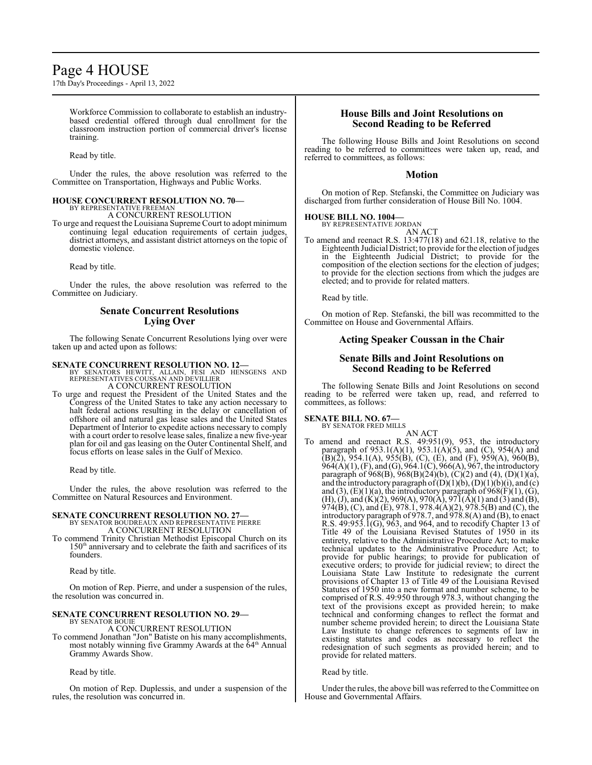Workforce Commission to collaborate to establish an industry-based credential offered through dual enrollment for the classroom instruction portion of commercial driver's license training.

Read by title.

Under the rules, the above resolution was referred to the Committee on Transportation, Highways and Public Works.

**HOUSE CONCURRENT RESOLUTION NO. 70—**
BY REPRESENTATIVE FREEMAN
A CONCURRENT RESOLUTION

To urge and request the Louisiana Supreme Court to adopt minimum continuing legal education requirements of certain judges, district attorneys, and assistant district attorneys on the topic of domestic violence.

Read by title.

Under the rules, the above resolution was referred to the Committee on Judiciary.

## Senate Concurrent Resolutions Lying Over

The following Senate Concurrent Resolutions lying over were taken up and acted upon as follows:

**SENATE CONCURRENT RESOLUTION NO. 12—**
BY SENATORS HEWITT, ALLAIN, FESI AND HENSGENS AND REPRESENTATIVES COUSSAN AND DEVILLIER
A CONCURRENT RESOLUTION

To urge and request the President of the United States and the Congress of the United States to take any action necessary to halt federal actions resulting in the delay or cancellation of offshore oil and natural gas lease sales and the United States Department of Interior to expedite actions necessary to comply with a court order to resolve lease sales, finalize a new five-year plan for oil and gas leasing on the Outer Continental Shelf, and focus efforts on lease sales in the Gulf of Mexico.

Read by title.

Under the rules, the above resolution was referred to the Committee on Natural Resources and Environment.

**SENATE CONCURRENT RESOLUTION NO. 27—**
BY SENATOR BOUDREAUX AND REPRESENTATIVE PIERRE
A CONCURRENT RESOLUTION

To commend Trinity Christian Methodist Episcopal Church on its 150th anniversary and to celebrate the faith and sacrifices of its founders.

Read by title.

On motion of Rep. Pierre, and under a suspension of the rules, the resolution was concurred in.

**SENATE CONCURRENT RESOLUTION NO. 29—**
BY SENATOR BOUIE
A CONCURRENT RESOLUTION

To commend Jonathan "Jon" Batiste on his many accomplishments, most notably winning five Grammy Awards at the 64th Annual Grammy Awards Show.

Read by title.

On motion of Rep. Duplessis, and under a suspension of the rules, the resolution was concurred in.

## House Bills and Joint Resolutions on Second Reading to be Referred

The following House Bills and Joint Resolutions on second reading to be referred to committees were taken up, read, and referred to committees, as follows:

### Motion

On motion of Rep. Stefanski, the Committee on Judiciary was discharged from further consideration of House Bill No. 1004.

**HOUSE BILL NO. 1004—**
BY REPRESENTATIVE JORDAN
AN ACT

To amend and reenact R.S. 13:477(18) and 621.18, relative to the Eighteenth Judicial District; to provide for the election of judges in the Eighteenth Judicial District; to provide for the composition of the election sections for the election of judges; to provide for the election sections from which the judges are elected; and to provide for related matters.

Read by title.

On motion of Rep. Stefanski, the bill was recommitted to the Committee on House and Governmental Affairs.

## Acting Speaker Coussan in the Chair

## Senate Bills and Joint Resolutions on Second Reading to be Referred

The following Senate Bills and Joint Resolutions on second reading to be referred were taken up, read, and referred to committees, as follows:

**SENATE BILL NO. 67—**
BY SENATOR FRED MILLS
AN ACT

To amend and reenact R.S. 49:951(9), 953, the introductory paragraph of 953.1(A)(1), 953.1(A)(5), and (C), 954(A) and (B)(2), 954.1(A), 955(B), (C), (E), and (F), 959(A), 960(B), 964(A)(1), (F), and (G), 964.1(C), 966(A), 967, the introductory paragraph of 968(B), 968(B)(24)(b), (C)(2) and (4), (D)(1)(a), and the introductory paragraph of (D)(1)(b), (D)(1)(b)(i), and (c) and (3), (E)(1)(a), the introductory paragraph of 968(F)(1), (G), (H), (J), and (K)(2), 969(A), 970(A), 971(A)(1) and (3) and (B), 974(B), (C), and (E), 978.1, 978.4(A)(2), 978.5(B) and (C), the introductory paragraph of 978.7, and 978.8(A) and (B), to enact R.S. 49:953.1(G), 963, and 964, and to recodify Chapter 13 of Title 49 of the Louisiana Revised Statutes of 1950 in its entirety, relative to the Administrative Procedure Act; to make technical updates to the Administrative Procedure Act; to provide for public hearings; to provide for publication of executive orders; to provide for judicial review; to direct the Louisiana State Law Institute to redesignate the current provisions of Chapter 13 of Title 49 of the Louisiana Revised Statutes of 1950 into a new format and number scheme, to be comprised of R.S. 49:950 through 978.3, without changing the text of the provisions except as provided herein; to make technical and conforming changes to reflect the format and number scheme provided herein; to direct the Louisiana State Law Institute to change references to segments of law in existing statutes and codes as necessary to reflect the redesignation of such segments as provided herein; and to provide for related matters.

Read by title.

Under the rules, the above bill was referred to the Committee on House and Governmental Affairs.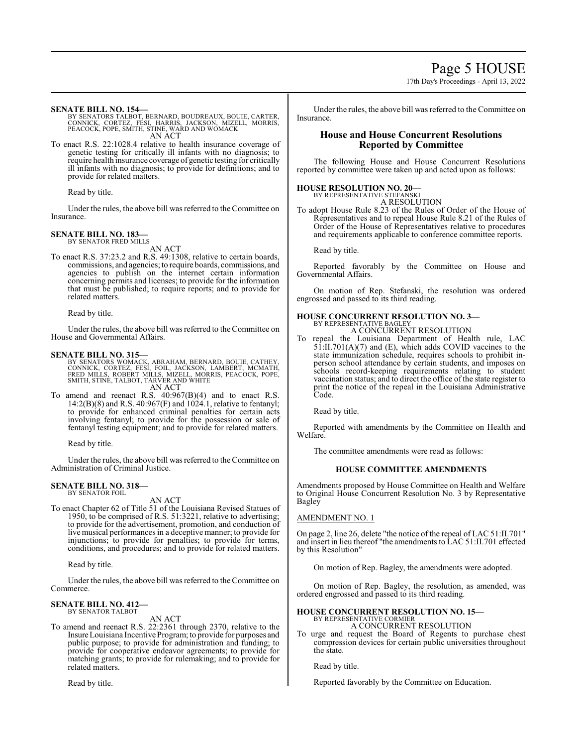**SENATE BILL NO. 154—**
BY SENATORS TALBOT, BERNARD, BOUDREAUX, BOUIE, CARTER, CONNICK, CORTEZ, FESI, HARRIS, JACKSON, MIZELL, MORRIS, PEACOCK, POPE, SMITH, STINE, WARD AND WOMACK

AN ACT

To enact R.S. 22:1028.4 relative to health insurance coverage of genetic testing for critically ill infants with no diagnosis; to require health insurance coverage of genetic testing for critically ill infants with no diagnosis; to provide for definitions; and to provide for related matters.

Read by title.

Under the rules, the above bill was referred to the Committee on Insurance.

**SENATE BILL NO. 183—**
BY SENATOR FRED MILLS

AN ACT

To enact R.S. 37:23.2 and R.S. 49:1308, relative to certain boards, commissions, and agencies; to require boards, commissions, and agencies to publish on the internet certain information concerning permits and licenses; to provide for the information that must be published; to require reports; and to provide for related matters.

Read by title.

Under the rules, the above bill was referred to the Committee on House and Governmental Affairs.

**SENATE BILL NO. 315—**
BY SENATORS WOMACK, ABRAHAM, BERNARD, BOUIE, CATHEY, CONNICK, CORTEZ, FESI, FOIL, JACKSON, LAMBERT, MCMATH, FRED MILLS, ROBERT MILLS, MIZELL, MORRIS, PEACOCK, POPE, SMITH, STINE, TALBOT, TARVER AND WHITE

AN ACT

To amend and reenact R.S. 40:967(B)(4) and to enact R.S. 14:2(B)(8) and R.S. 40:967(F) and 1024.1, relative to fentanyl; to provide for enhanced criminal penalties for certain acts involving fentanyl; to provide for the possession or sale of fentanyl testing equipment; and to provide for related matters.

Read by title.

Under the rules, the above bill was referred to the Committee on Administration of Criminal Justice.

**SENATE BILL NO. 318—**
BY SENATOR FOIL

AN ACT

To enact Chapter 62 of Title 51 of the Louisiana Revised Statues of 1950, to be comprised of R.S. 51:3221, relative to advertising; to provide for the advertisement, promotion, and conduction of live musical performances in a deceptive manner; to provide for injunctions; to provide for penalties; to provide for terms, conditions, and procedures; and to provide for related matters.

Read by title.

Under the rules, the above bill was referred to the Committee on Commerce.

**SENATE BILL NO. 412—**
BY SENATOR TALBOT

AN ACT

To amend and reenact R.S. 22:2361 through 2370, relative to the Insure Louisiana Incentive Program; to provide for purposes and public purpose; to provide for administration and funding; to provide for cooperative endeavor agreements; to provide for matching grants; to provide for rulemaking; and to provide for related matters.

Read by title.

Under the rules, the above bill was referred to the Committee on Insurance.

## House and House Concurrent Resolutions Reported by Committee

The following House and House Concurrent Resolutions reported by committee were taken up and acted upon as follows:

**HOUSE RESOLUTION NO. 20—**
BY REPRESENTATIVE STEFANSKI

A RESOLUTION

To adopt House Rule 8.23 of the Rules of Order of the House of Representatives and to repeal House Rule 8.21 of the Rules of Order of the House of Representatives relative to procedures and requirements applicable to conference committee reports.

Read by title.

Reported favorably by the Committee on House and Governmental Affairs.

On motion of Rep. Stefanski, the resolution was ordered engrossed and passed to its third reading.

**HOUSE CONCURRENT RESOLUTION NO. 3—**
BY REPRESENTATIVE BAGLEY

A CONCURRENT RESOLUTION

To repeal the Louisiana Department of Health rule, LAC 51:II.701(A)(7) and (E), which adds COVID vaccines to the state immunization schedule, requires schools to prohibit in-person school attendance by certain students, and imposes on schools record-keeping requirements relating to student vaccination status; and to direct the office of the state register to print the notice of the repeal in the Louisiana Administrative Code.

Read by title.

Reported with amendments by the Committee on Health and Welfare.

The committee amendments were read as follows:

### HOUSE COMMITTEE AMENDMENTS

Amendments proposed by House Committee on Health and Welfare to Original House Concurrent Resolution No. 3 by Representative Bagley

AMENDMENT NO. 1

On page 2, line 26, delete "the notice of the repeal of LAC 51:II.701" and insert in lieu thereof "the amendments to LAC 51:II.701 effected by this Resolution"

On motion of Rep. Bagley, the amendments were adopted.

On motion of Rep. Bagley, the resolution, as amended, was ordered engrossed and passed to its third reading.

**HOUSE CONCURRENT RESOLUTION NO. 15—**
BY REPRESENTATIVE CORMIER

A CONCURRENT RESOLUTION

To urge and request the Board of Regents to purchase chest compression devices for certain public universities throughout the state.

Read by title.

Reported favorably by the Committee on Education.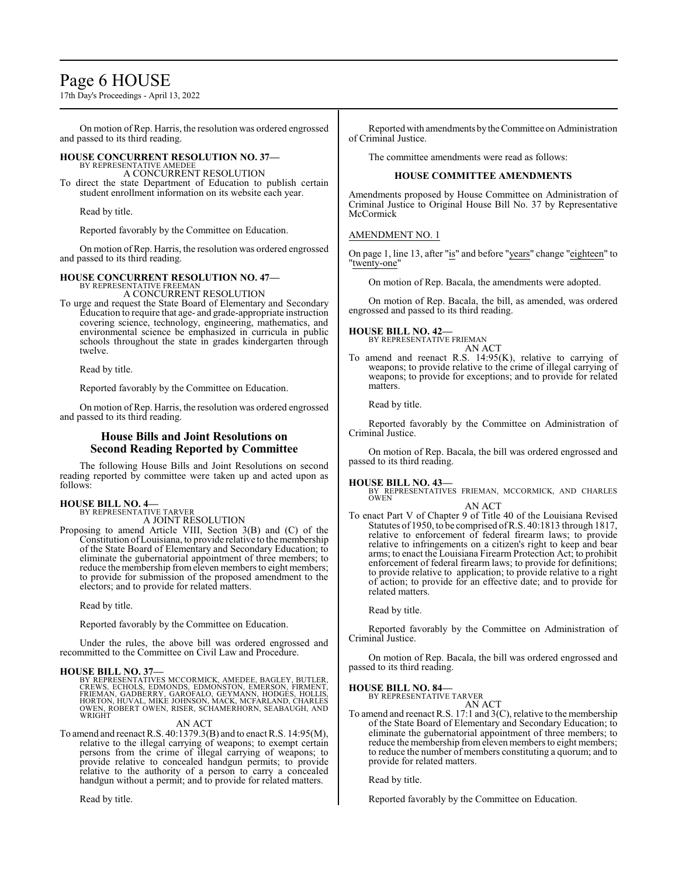On motion of Rep. Harris, the resolution was ordered engrossed and passed to its third reading.

**HOUSE CONCURRENT RESOLUTION NO. 37—**
BY REPRESENTATIVE AMEDEE
A CONCURRENT RESOLUTION
To direct the state Department of Education to publish certain student enrollment information on its website each year.

Read by title.

Reported favorably by the Committee on Education.

On motion of Rep. Harris, the resolution was ordered engrossed and passed to its third reading.

**HOUSE CONCURRENT RESOLUTION NO. 47—**
BY REPRESENTATIVE FREEMAN
A CONCURRENT RESOLUTION
To urge and request the State Board of Elementary and Secondary Education to require that age- and grade-appropriate instruction covering science, technology, engineering, mathematics, and environmental science be emphasized in curricula in public schools throughout the state in grades kindergarten through twelve.

Read by title.

Reported favorably by the Committee on Education.

On motion of Rep. Harris, the resolution was ordered engrossed and passed to its third reading.

## House Bills and Joint Resolutions on Second Reading Reported by Committee

The following House Bills and Joint Resolutions on second reading reported by committee were taken up and acted upon as follows:

**HOUSE BILL NO. 4—**
BY REPRESENTATIVE TARVER
A JOINT RESOLUTION
Proposing to amend Article VIII, Section 3(B) and (C) of the Constitution of Louisiana, to provide relative to the membership of the State Board of Elementary and Secondary Education; to eliminate the gubernatorial appointment of three members; to reduce the membership from eleven members to eight members; to provide for submission of the proposed amendment to the electors; and to provide for related matters.

Read by title.

Reported favorably by the Committee on Education.

Under the rules, the above bill was ordered engrossed and recommitted to the Committee on Civil Law and Procedure.

**HOUSE BILL NO. 37—**
BY REPRESENTATIVES MCCORMICK, AMEDEE, BAGLEY, BUTLER, CREWS, ECHOLS, EDMONDS, EDMONSTON, EMERSON, FIRMENT, FRIEMAN, GADBERRY, GAROFALO, GEYMANN, HODGES, HOLLIS, HORTON, HUVAL, MIKE JOHNSON, MACK, MCFARLAND, CHARLES OWEN, ROBERT OWEN, RISER, SCHAMERHORN, SEABAUGH, AND WRIGHT
AN ACT
To amend and reenact R.S. 40:1379.3(B) and to enact R.S. 14:95(M), relative to the illegal carrying of weapons; to exempt certain persons from the crime of illegal carrying of weapons; to provide relative to concealed handgun permits; to provide relative to the authority of a person to carry a concealed handgun without a permit; and to provide for related matters.

Read by title.

Reported with amendments by the Committee on Administration of Criminal Justice.

The committee amendments were read as follows:

### HOUSE COMMITTEE AMENDMENTS

Amendments proposed by House Committee on Administration of Criminal Justice to Original House Bill No. 37 by Representative McCormick

AMENDMENT NO. 1

On page 1, line 13, after "is" and before "years" change "eighteen" to "twenty-one"

On motion of Rep. Bacala, the amendments were adopted.

On motion of Rep. Bacala, the bill, as amended, was ordered engrossed and passed to its third reading.

**HOUSE BILL NO. 42—**
BY REPRESENTATIVE FRIEMAN
AN ACT
To amend and reenact R.S. 14:95(K), relative to carrying of weapons; to provide relative to the crime of illegal carrying of weapons; to provide for exceptions; and to provide for related matters.

Read by title.

Reported favorably by the Committee on Administration of Criminal Justice.

On motion of Rep. Bacala, the bill was ordered engrossed and passed to its third reading.

**HOUSE BILL NO. 43—**
BY REPRESENTATIVES FRIEMAN, MCCORMICK, AND CHARLES OWEN
AN ACT
To enact Part V of Chapter 9 of Title 40 of the Louisiana Revised Statutes of 1950, to be comprised of R.S. 40:1813 through 1817, relative to enforcement of federal firearm laws; to provide relative to infringements on a citizen's right to keep and bear arms; to enact the Louisiana Firearm Protection Act; to prohibit enforcement of federal firearm laws; to provide for definitions; to provide relative to application; to provide relative to a right of action; to provide for an effective date; and to provide for related matters.

Read by title.

Reported favorably by the Committee on Administration of Criminal Justice.

On motion of Rep. Bacala, the bill was ordered engrossed and passed to its third reading.

**HOUSE BILL NO. 84—**
BY REPRESENTATIVE TARVER
AN ACT
To amend and reenact R.S. 17:1 and 3(C), relative to the membership of the State Board of Elementary and Secondary Education; to eliminate the gubernatorial appointment of three members; to reduce the membership from eleven members to eight members; to reduce the number of members constituting a quorum; and to provide for related matters.

Read by title.

Reported favorably by the Committee on Education.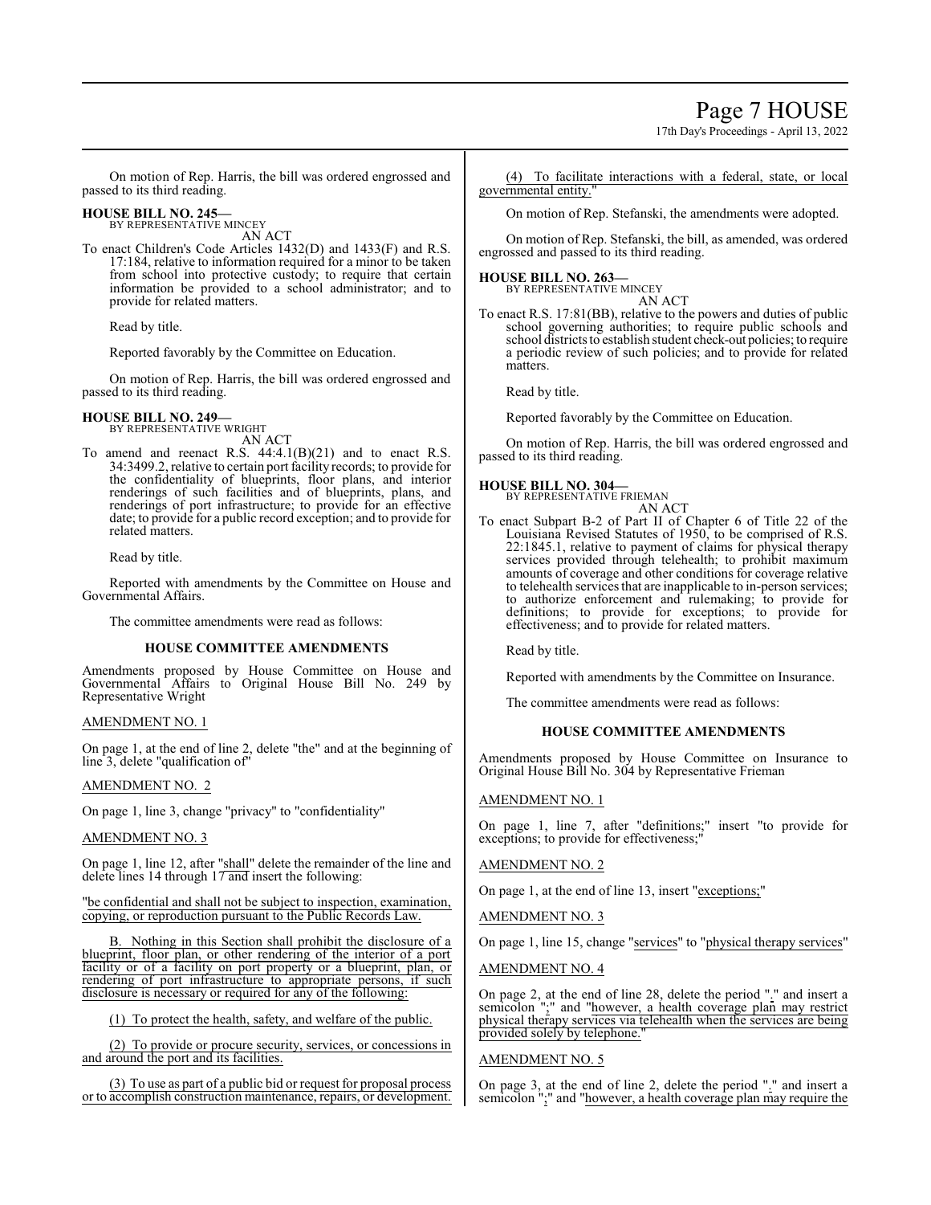On motion of Rep. Harris, the bill was ordered engrossed and passed to its third reading.

**HOUSE BILL NO. 245—**
BY REPRESENTATIVE MINCEY
AN ACT

To enact Children's Code Articles 1432(D) and 1433(F) and R.S. 17:184, relative to information required for a minor to be taken from school into protective custody; to require that certain information be provided to a school administrator; and to provide for related matters.

Read by title.

Reported favorably by the Committee on Education.

On motion of Rep. Harris, the bill was ordered engrossed and passed to its third reading.

**HOUSE BILL NO. 249—**
BY REPRESENTATIVE WRIGHT
AN ACT

To amend and reenact R.S. 44:4.1(B)(21) and to enact R.S. 34:3499.2, relative to certain port facility records; to provide for the confidentiality of blueprints, floor plans, and interior renderings of such facilities and of blueprints, plans, and renderings of port infrastructure; to provide for an effective date; to provide for a public record exception; and to provide for related matters.

Read by title.

Reported with amendments by the Committee on House and Governmental Affairs.

The committee amendments were read as follows:

**HOUSE COMMITTEE AMENDMENTS**

Amendments proposed by House Committee on House and Governmental Affairs to Original House Bill No. 249 by Representative Wright

AMENDMENT NO. 1

On page 1, at the end of line 2, delete "the" and at the beginning of line 3, delete "qualification of"

AMENDMENT NO. 2

On page 1, line 3, change "privacy" to "confidentiality"

AMENDMENT NO. 3

On page 1, line 12, after "shall" delete the remainder of the line and delete lines 14 through 17 and insert the following:

"be confidential and shall not be subject to inspection, examination, copying, or reproduction pursuant to the Public Records Law.

B. Nothing in this Section shall prohibit the disclosure of a blueprint, floor plan, or other rendering of the interior of a port facility or of a facility on port property or a blueprint, plan, or rendering of port infrastructure to appropriate persons, if such disclosure is necessary or required for any of the following:

(1) To protect the health, safety, and welfare of the public.

(2) To provide or procure security, services, or concessions in and around the port and its facilities.

(3) To use as part of a public bid or request for proposal process or to accomplish construction maintenance, repairs, or development.

(4) To facilitate interactions with a federal, state, or local governmental entity."

On motion of Rep. Stefanski, the amendments were adopted.

On motion of Rep. Stefanski, the bill, as amended, was ordered engrossed and passed to its third reading.

**HOUSE BILL NO. 263—**
BY REPRESENTATIVE MINCEY
AN ACT

To enact R.S. 17:81(BB), relative to the powers and duties of public school governing authorities; to require public schools and school districts to establish student check-out policies; to require a periodic review of such policies; and to provide for related matters.

Read by title.

Reported favorably by the Committee on Education.

On motion of Rep. Harris, the bill was ordered engrossed and passed to its third reading.

**HOUSE BILL NO. 304—**
BY REPRESENTATIVE FRIEMAN
AN ACT

To enact Subpart B-2 of Part II of Chapter 6 of Title 22 of the Louisiana Revised Statutes of 1950, to be comprised of R.S. 22:1845.1, relative to payment of claims for physical therapy services provided through telehealth; to prohibit maximum amounts of coverage and other conditions for coverage relative to telehealth services that are inapplicable to in-person services; to authorize enforcement and rulemaking; to provide for definitions; to provide for exceptions; to provide for effectiveness; and to provide for related matters.

Read by title.

Reported with amendments by the Committee on Insurance.

The committee amendments were read as follows:

**HOUSE COMMITTEE AMENDMENTS**

Amendments proposed by House Committee on Insurance to Original House Bill No. 304 by Representative Frieman

AMENDMENT NO. 1

On page 1, line 7, after "definitions;" insert "to provide for exceptions; to provide for effectiveness;"

AMENDMENT NO. 2

On page 1, at the end of line 13, insert "exceptions;"

AMENDMENT NO. 3

On page 1, line 15, change "services" to "physical therapy services"

AMENDMENT NO. 4

On page 2, at the end of line 28, delete the period "." and insert a semicolon ";" and "however, a health coverage plan may restrict physical therapy services via telehealth when the services are being provided solely by telephone."

AMENDMENT NO. 5

On page 3, at the end of line 2, delete the period "." and insert a semicolon ";" and "however, a health coverage plan may require the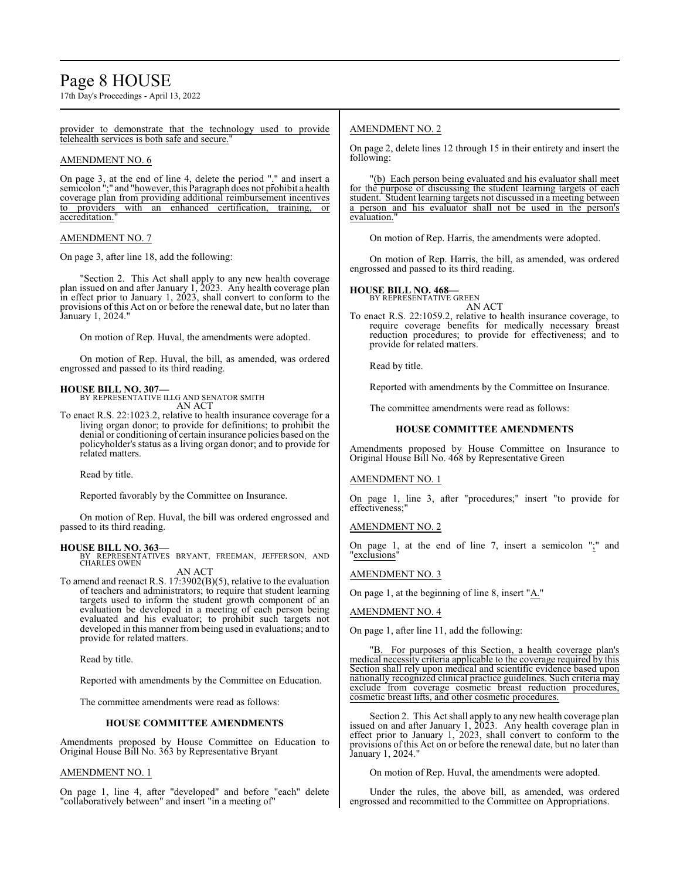provider to demonstrate that the technology used to provide telehealth services is both safe and secure."

AMENDMENT NO. 6

On page 3, at the end of line 4, delete the period "." and insert a semicolon ";" and "however, this Paragraph does not prohibit a health coverage plan from providing additional reimbursement incentives to providers with an enhanced certification, training, or accreditation."

AMENDMENT NO. 7

On page 3, after line 18, add the following:

"Section 2. This Act shall apply to any new health coverage plan issued on and after January 1, 2023. Any health coverage plan in effect prior to January 1, 2023, shall convert to conform to the provisions of this Act on or before the renewal date, but no later than January 1, 2024."

On motion of Rep. Huval, the amendments were adopted.

On motion of Rep. Huval, the bill, as amended, was ordered engrossed and passed to its third reading.

**HOUSE BILL NO. 307—**
BY REPRESENTATIVE ILLG AND SENATOR SMITH
AN ACT

To enact R.S. 22:1023.2, relative to health insurance coverage for a living organ donor; to provide for definitions; to prohibit the denial or conditioning of certain insurance policies based on the policyholder's status as a living organ donor; and to provide for related matters.

Read by title.

Reported favorably by the Committee on Insurance.

On motion of Rep. Huval, the bill was ordered engrossed and passed to its third reading.

**HOUSE BILL NO. 363—**
BY REPRESENTATIVES BRYANT, FREEMAN, JEFFERSON, AND CHARLES OWEN
AN ACT

To amend and reenact R.S. 17:3902(B)(5), relative to the evaluation of teachers and administrators; to require that student learning targets used to inform the student growth component of an evaluation be developed in a meeting of each person being evaluated and his evaluator; to prohibit such targets not developed in this manner from being used in evaluations; and to provide for related matters.

Read by title.

Reported with amendments by the Committee on Education.

The committee amendments were read as follows:

**HOUSE COMMITTEE AMENDMENTS**

Amendments proposed by House Committee on Education to Original House Bill No. 363 by Representative Bryant

AMENDMENT NO. 1

On page 1, line 4, after "developed" and before "each" delete "collaboratively between" and insert "in a meeting of"

AMENDMENT NO. 2

On page 2, delete lines 12 through 15 in their entirety and insert the following:

"(b) Each person being evaluated and his evaluator shall meet for the purpose of discussing the student learning targets of each student. Student learning targets not discussed in a meeting between a person and his evaluator shall not be used in the person's evaluation."

On motion of Rep. Harris, the amendments were adopted.

On motion of Rep. Harris, the bill, as amended, was ordered engrossed and passed to its third reading.

**HOUSE BILL NO. 468—**
BY REPRESENTATIVE GREEN
AN ACT

To enact R.S. 22:1059.2, relative to health insurance coverage, to require coverage benefits for medically necessary breast reduction procedures; to provide for effectiveness; and to provide for related matters.

Read by title.

Reported with amendments by the Committee on Insurance.

The committee amendments were read as follows:

**HOUSE COMMITTEE AMENDMENTS**

Amendments proposed by House Committee on Insurance to Original House Bill No. 468 by Representative Green

AMENDMENT NO. 1

On page 1, line 3, after "procedures;" insert "to provide for effectiveness;"

AMENDMENT NO. 2

On page 1, at the end of line 7, insert a semicolon ";" and "exclusions"

AMENDMENT NO. 3

On page 1, at the beginning of line 8, insert "A."

AMENDMENT NO. 4

On page 1, after line 11, add the following:

"B. For purposes of this Section, a health coverage plan's medical necessity criteria applicable to the coverage required by this Section shall rely upon medical and scientific evidence based upon nationally recognized clinical practice guidelines. Such criteria may exclude from coverage cosmetic breast reduction procedures, cosmetic breast lifts, and other cosmetic procedures.

Section 2. This Act shall apply to any new health coverage plan issued on and after January 1, 2023. Any health coverage plan in effect prior to January 1, 2023, shall convert to conform to the provisions of this Act on or before the renewal date, but no later than January 1, 2024."

On motion of Rep. Huval, the amendments were adopted.

Under the rules, the above bill, as amended, was ordered engrossed and recommitted to the Committee on Appropriations.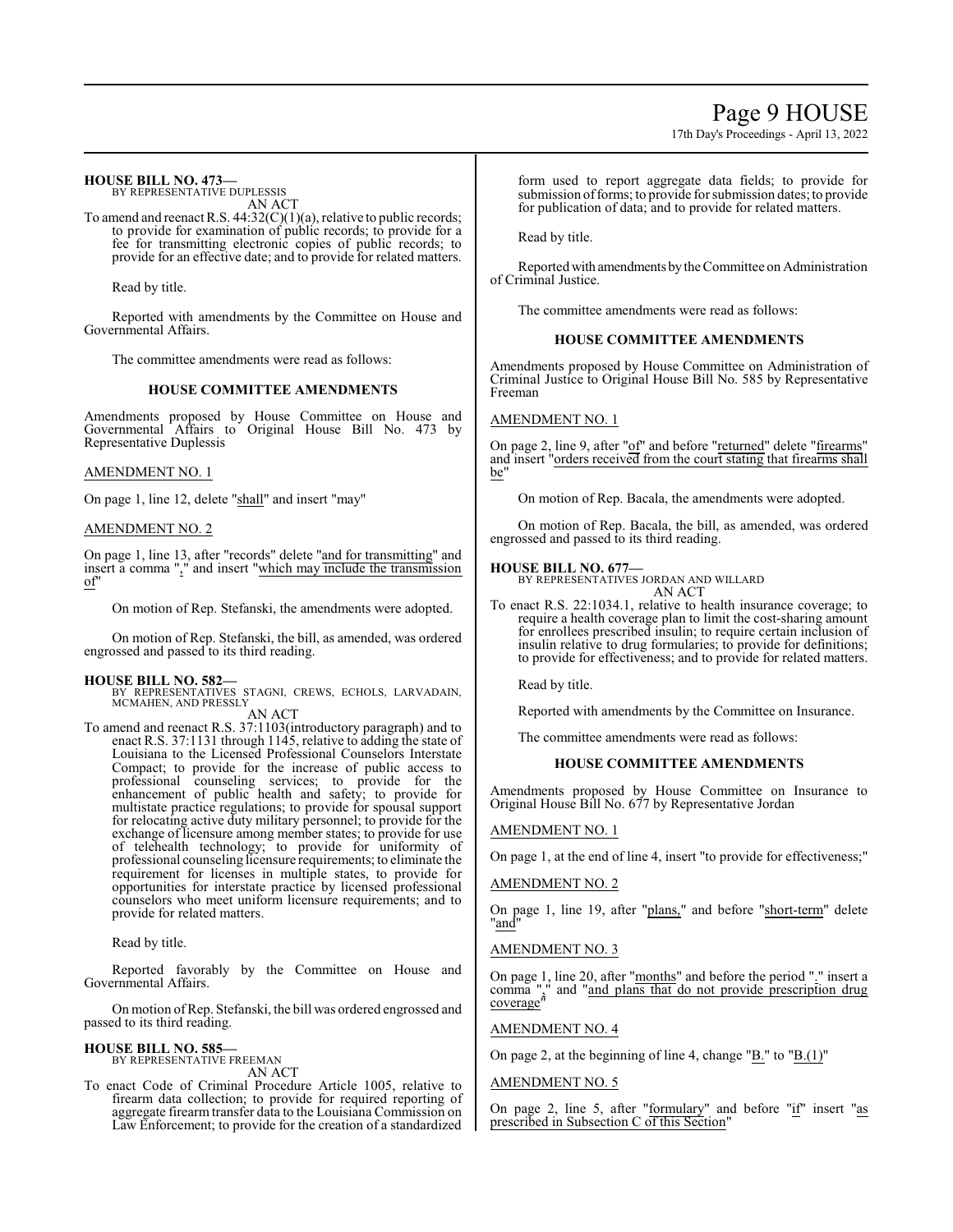**HOUSE BILL NO. 473—**
BY REPRESENTATIVE DUPLESSIS
AN ACT

To amend and reenact R.S. 44:32(C)(1)(a), relative to public records; to provide for examination of public records; to provide for a fee for transmitting electronic copies of public records; to provide for an effective date; and to provide for related matters.

Read by title.

Reported with amendments by the Committee on House and Governmental Affairs.

The committee amendments were read as follows:

### HOUSE COMMITTEE AMENDMENTS

Amendments proposed by House Committee on House and Governmental Affairs to Original House Bill No. 473 by Representative Duplessis

AMENDMENT NO. 1

On page 1, line 12, delete "shall" and insert "may"

AMENDMENT NO. 2

On page 1, line 13, after "records" delete "and for transmitting" and insert a comma "," and insert "which may include the transmission of"

On motion of Rep. Stefanski, the amendments were adopted.

On motion of Rep. Stefanski, the bill, as amended, was ordered engrossed and passed to its third reading.

**HOUSE BILL NO. 582—**
BY REPRESENTATIVES STAGNI, CREWS, ECHOLS, LARVADAIN, MCMAHEN, AND PRESSLY
AN ACT

To amend and reenact R.S. 37:1103(introductory paragraph) and to enact R.S. 37:1131 through 1145, relative to adding the state of Louisiana to the Licensed Professional Counselors Interstate Compact; to provide for the increase of public access to professional counseling services; to provide for the enhancement of public health and safety; to provide for multistate practice regulations; to provide for spousal support for relocating active duty military personnel; to provide for the exchange of licensure among member states; to provide for use of telehealth technology; to provide for uniformity of professional counseling licensure requirements; to eliminate the requirement for licenses in multiple states, to provide for opportunities for interstate practice by licensed professional counselors who meet uniform licensure requirements; and to provide for related matters.

Read by title.

Reported favorably by the Committee on House and Governmental Affairs.

On motion of Rep. Stefanski, the bill was ordered engrossed and passed to its third reading.

**HOUSE BILL NO. 585—**
BY REPRESENTATIVE FREEMAN
AN ACT

To enact Code of Criminal Procedure Article 1005, relative to firearm data collection; to provide for required reporting of aggregate firearm transfer data to the Louisiana Commission on Law Enforcement; to provide for the creation of a standardized form used to report aggregate data fields; to provide for submission of forms; to provide for submission dates; to provide for publication of data; and to provide for related matters.

Read by title.

Reported with amendments by the Committee on Administration of Criminal Justice.

The committee amendments were read as follows:

### HOUSE COMMITTEE AMENDMENTS

Amendments proposed by House Committee on Administration of Criminal Justice to Original House Bill No. 585 by Representative Freeman

AMENDMENT NO. 1

On page 2, line 9, after "of" and before "returned" delete "firearms" and insert "orders received from the court stating that firearms shall be"

On motion of Rep. Bacala, the amendments were adopted.

On motion of Rep. Bacala, the bill, as amended, was ordered engrossed and passed to its third reading.

**HOUSE BILL NO. 677—**
BY REPRESENTATIVES JORDAN AND WILLARD
AN ACT

To enact R.S. 22:1034.1, relative to health insurance coverage; to require a health coverage plan to limit the cost-sharing amount for enrollees prescribed insulin; to require certain inclusion of insulin relative to drug formularies; to provide for definitions; to provide for effectiveness; and to provide for related matters.

Read by title.

Reported with amendments by the Committee on Insurance.

The committee amendments were read as follows:

### HOUSE COMMITTEE AMENDMENTS

Amendments proposed by House Committee on Insurance to Original House Bill No. 677 by Representative Jordan

AMENDMENT NO. 1

On page 1, at the end of line 4, insert "to provide for effectiveness;"

AMENDMENT NO. 2

On page 1, line 19, after "plans," and before "short-term" delete "and"

AMENDMENT NO. 3

On page 1, line 20, after "months" and before the period "." insert a comma "," and "and plans that do not provide prescription drug coverage"

AMENDMENT NO. 4

On page 2, at the beginning of line 4, change "B." to "B.(1)"

AMENDMENT NO. 5

On page 2, line 5, after "formulary" and before "if" insert "as prescribed in Subsection C of this Section"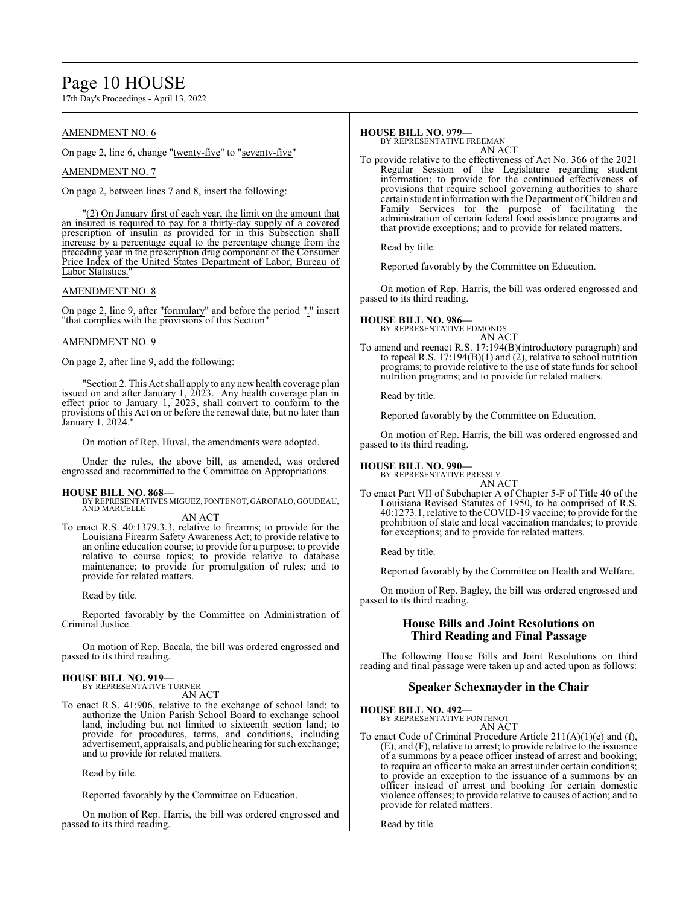AMENDMENT NO. 6

On page 2, line 6, change "twenty-five" to "seventy-five"

AMENDMENT NO. 7

On page 2, between lines 7 and 8, insert the following:

"(2) On January first of each year, the limit on the amount that an insured is required to pay for a thirty-day supply of a covered prescription of insulin as provided for in this Subsection shall increase by a percentage equal to the percentage change from the preceding year in the prescription drug component of the Consumer Price Index of the United States Department of Labor, Bureau of Labor Statistics."

AMENDMENT NO. 8

On page 2, line 9, after "formulary" and before the period "." insert "that complies with the provisions of this Section"

AMENDMENT NO. 9

On page 2, after line 9, add the following:

"Section 2. This Act shall apply to any new health coverage plan issued on and after January 1, 2023. Any health coverage plan in effect prior to January 1, 2023, shall convert to conform to the provisions of this Act on or before the renewal date, but no later than January 1, 2024."

On motion of Rep. Huval, the amendments were adopted.

Under the rules, the above bill, as amended, was ordered engrossed and recommitted to the Committee on Appropriations.

**HOUSE BILL NO. 868—**
BY REPRESENTATIVES MIGUEZ, FONTENOT, GAROFALO, GOUDEAU, AND MARCELLE
AN ACT

To enact R.S. 40:1379.3.3, relative to firearms; to provide for the Louisiana Firearm Safety Awareness Act; to provide relative to an online education course; to provide for a purpose; to provide relative to course topics; to provide relative to database maintenance; to provide for promulgation of rules; and to provide for related matters.

Read by title.

Reported favorably by the Committee on Administration of Criminal Justice.

On motion of Rep. Bacala, the bill was ordered engrossed and passed to its third reading.

**HOUSE BILL NO. 919—**
BY REPRESENTATIVE TURNER
AN ACT

To enact R.S. 41:906, relative to the exchange of school land; to authorize the Union Parish School Board to exchange school land, including but not limited to sixteenth section land; to provide for procedures, terms, and conditions, including advertisement, appraisals, and public hearing for such exchange; and to provide for related matters.

Read by title.

Reported favorably by the Committee on Education.

On motion of Rep. Harris, the bill was ordered engrossed and passed to its third reading.

**HOUSE BILL NO. 979—**
BY REPRESENTATIVE FREEMAN
AN ACT

To provide relative to the effectiveness of Act No. 366 of the 2021 Regular Session of the Legislature regarding student information; to provide for the continued effectiveness of provisions that require school governing authorities to share certain student information with the Department of Children and Family Services for the purpose of facilitating the administration of certain federal food assistance programs and that provide exceptions; and to provide for related matters.

Read by title.

Reported favorably by the Committee on Education.

On motion of Rep. Harris, the bill was ordered engrossed and passed to its third reading.

**HOUSE BILL NO. 986—**
BY REPRESENTATIVE EDMONDS
AN ACT

To amend and reenact R.S. 17:194(B)(introductory paragraph) and to repeal R.S. 17:194(B)(1) and (2), relative to school nutrition programs; to provide relative to the use of state funds for school nutrition programs; and to provide for related matters.

Read by title.

Reported favorably by the Committee on Education.

On motion of Rep. Harris, the bill was ordered engrossed and passed to its third reading.

**HOUSE BILL NO. 990—**
BY REPRESENTATIVE PRESSLY
AN ACT

To enact Part VII of Subchapter A of Chapter 5-F of Title 40 of the Louisiana Revised Statutes of 1950, to be comprised of R.S. 40:1273.1, relative to the COVID-19 vaccine; to provide for the prohibition of state and local vaccination mandates; to provide for exceptions; and to provide for related matters.

Read by title.

Reported favorably by the Committee on Health and Welfare.

On motion of Rep. Bagley, the bill was ordered engrossed and passed to its third reading.

## House Bills and Joint Resolutions on Third Reading and Final Passage

The following House Bills and Joint Resolutions on third reading and final passage were taken up and acted upon as follows:

## Speaker Schexnayder in the Chair

**HOUSE BILL NO. 492—**
BY REPRESENTATIVE FONTENOT
AN ACT

To enact Code of Criminal Procedure Article 211(A)(1)(e) and (f), (E), and (F), relative to arrest; to provide relative to the issuance of a summons by a peace officer instead of arrest and booking; to require an officer to make an arrest under certain conditions; to provide an exception to the issuance of a summons by an officer instead of arrest and booking for certain domestic violence offenses; to provide relative to causes of action; and to provide for related matters.

Read by title.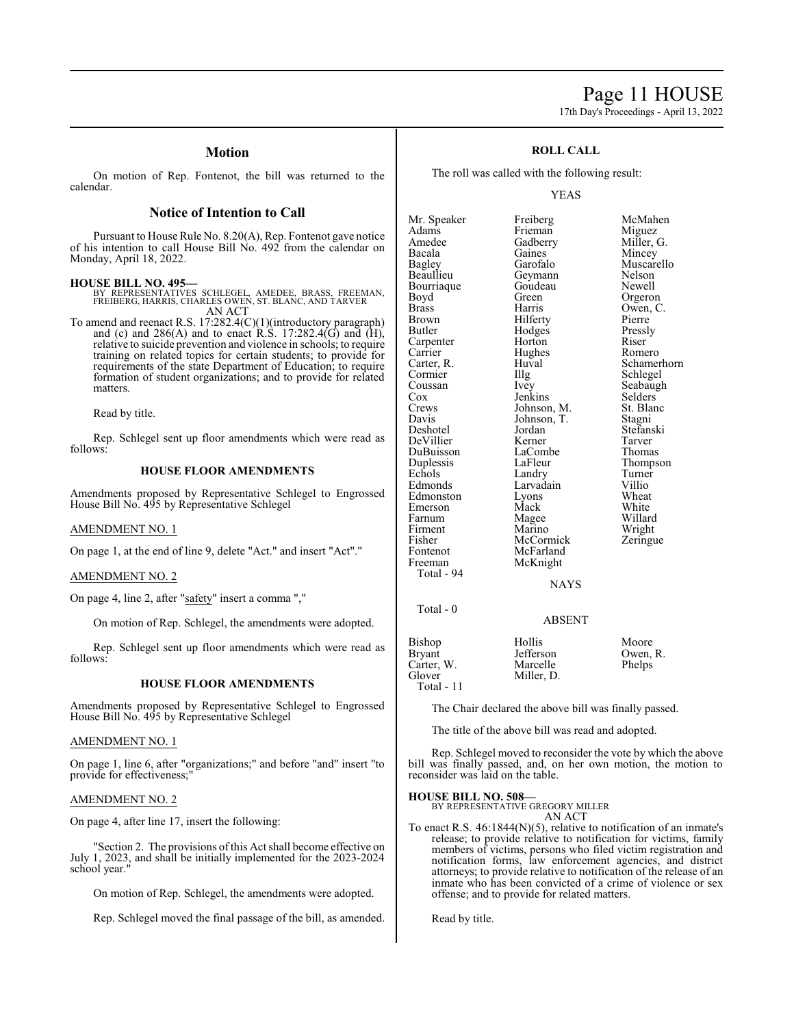## Motion

On motion of Rep. Fontenot, the bill was returned to the calendar.

## Notice of Intention to Call

Pursuant to House Rule No. 8.20(A), Rep. Fontenot gave notice of his intention to call House Bill No. 492 from the calendar on Monday, April 18, 2022.

**HOUSE BILL NO. 495—**
BY REPRESENTATIVES SCHLEGEL, AMEDEE, BRASS, FREEMAN, FREIBERG, HARRIS, CHARLES OWEN, ST. BLANC, AND TARVER
AN ACT

To amend and reenact R.S. 17:282.4(C)(1)(introductory paragraph) and (c) and 286(A) and to enact R.S. 17:282.4(G) and (H), relative to suicide prevention and violence in schools; to require training on related topics for certain students; to provide for requirements of the state Department of Education; to require formation of student organizations; and to provide for related matters.

Read by title.

Rep. Schlegel sent up floor amendments which were read as follows:

### HOUSE FLOOR AMENDMENTS

Amendments proposed by Representative Schlegel to Engrossed House Bill No. 495 by Representative Schlegel

AMENDMENT NO. 1

On page 1, at the end of line 9, delete "Act." and insert "Act"."

AMENDMENT NO. 2

On page 4, line 2, after "safety" insert a comma ","

On motion of Rep. Schlegel, the amendments were adopted.

Rep. Schlegel sent up floor amendments which were read as follows:

### HOUSE FLOOR AMENDMENTS

Amendments proposed by Representative Schlegel to Engrossed House Bill No. 495 by Representative Schlegel

AMENDMENT NO. 1

On page 1, line 6, after "organizations;" and before "and" insert "to provide for effectiveness;"

AMENDMENT NO. 2

On page 4, after line 17, insert the following:

"Section 2. The provisions of this Act shall become effective on July 1, 2023, and shall be initially implemented for the 2023-2024 school year."

On motion of Rep. Schlegel, the amendments were adopted.

Rep. Schlegel moved the final passage of the bill, as amended.

### ROLL CALL

The roll was called with the following result:

YEAS

| | | |
|---|---|---|
| Mr. Speaker | Freiberg | McMahen |
| Adams | Frieman | Miguez |
| Amedee | Gadberry | Miller, G. |
| Bacala | Gaines | Mincey |
| Bagley | Garofalo | Muscarello |
| Beaullieu | Geymann | Nelson |
| Bourriaque | Goudeau | Newell |
| Boyd | Green | Orgeron |
| Brass | Harris | Owen, C. |
| Brown | Hilferty | Pierre |
| Butler | Hodges | Pressly |
| Carpenter | Horton | Riser |
| Carrier | Hughes | Romero |
| Carter, R. | Huval | Schamerhorn |
| Cormier | Illg | Schlegel |
| Coussan | Ivey | Seabaugh |
| Cox | Jenkins | Selders |
| Crews | Johnson, M. | St. Blanc |
| Davis | Johnson, T. | Stagni |
| Deshotel | Jordan | Stefanski |
| DeVillier | Kerner | Tarver |
| DuBuisson | LaCombe | Thomas |
| Duplessis | LaFleur | Thompson |
| Echols | Landry | Turner |
| Edmonds | Larvadain | Villio |
| Edmonston | Lyons | Wheat |
| Emerson | Mack | White |
| Farnum | Magee | Willard |
| Firment | Marino | Wright |
| Fisher | McCormick | Zeringue |
| Fontenot | McFarland | |
| Freeman | McKnight | |

Total - 94

NAYS

Total - 0

ABSENT

| | | |
|---|---|---|
| Bishop | Hollis | Moore |
| Bryant | Jefferson | Owen, R. |
| Carter, W. | Marcelle | Phelps |
| Glover | Miller, D. | |

Total - 11

The Chair declared the above bill was finally passed.

The title of the above bill was read and adopted.

Rep. Schlegel moved to reconsider the vote by which the above bill was finally passed, and, on her own motion, the motion to reconsider was laid on the table.

**HOUSE BILL NO. 508—**
BY REPRESENTATIVE GREGORY MILLER
AN ACT

To enact R.S. 46:1844(N)(5), relative to notification of an inmate's release; to provide relative to notification for victims, family members of victims, persons who filed victim registration and notification forms, law enforcement agencies, and district attorneys; to provide relative to notification of the release of an inmate who has been convicted of a crime of violence or sex offense; and to provide for related matters.

Read by title.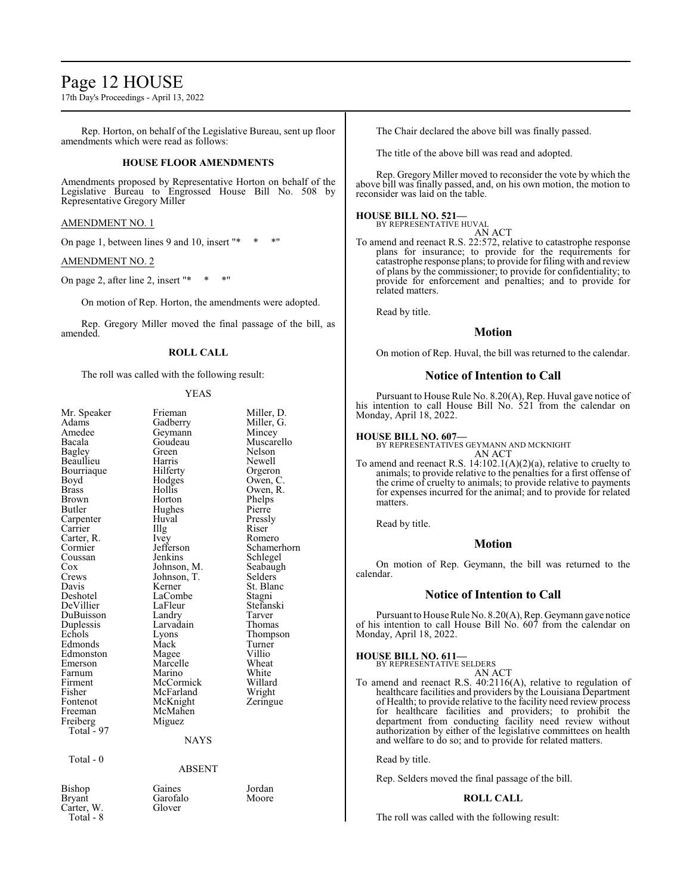Rep. Horton, on behalf of the Legislative Bureau, sent up floor amendments which were read as follows:

### HOUSE FLOOR AMENDMENTS

Amendments proposed by Representative Horton on behalf of the Legislative Bureau to Engrossed House Bill No. 508 by Representative Gregory Miller

AMENDMENT NO. 1

On page 1, between lines 9 and 10, insert "* * *"

AMENDMENT NO. 2

On page 2, after line 2, insert "* * *"

On motion of Rep. Horton, the amendments were adopted.

Rep. Gregory Miller moved the final passage of the bill, as amended.

### ROLL CALL

The roll was called with the following result:

YEAS

| | | |
|---|---|---|
| Mr. Speaker | Frieman | Miller, D. |
| Adams | Gadberry | Miller, G. |
| Amedee | Geymann | Mincey |
| Bacala | Goudeau | Muscarello |
| Bagley | Green | Nelson |
| Beaullieu | Harris | Newell |
| Bourriaque | Hilferty | Orgeron |
| Boyd | Hodges | Owen, C. |
| Brass | Hollis | Owen, R. |
| Brown | Horton | Phelps |
| Butler | Hughes | Pierre |
| Carpenter | Huval | Pressly |
| Carrier | Illg | Riser |
| Carter, R. | Ivey | Romero |
| Cormier | Jefferson | Schamerhorn |
| Coussan | Jenkins | Schlegel |
| Cox | Johnson, M. | Seabaugh |
| Crews | Johnson, T. | Selders |
| Davis | Kerner | St. Blanc |
| Deshotel | LaCombe | Stagni |
| DeVillier | LaFleur | Stefanski |
| DuBuisson | Landry | Tarver |
| Duplessis | Larvadain | Thomas |
| Echols | Lyons | Thompson |
| Edmonds | Mack | Turner |
| Edmonston | Magee | Villio |
| Emerson | Marcelle | Wheat |
| Farnum | Marino | White |
| Firment | McCormick | Willard |
| Fisher | McFarland | Wright |
| Fontenot | McKnight | Zeringue |
| Freeman | McMahen | |
| Freiberg | Miguez | |

Total - 97

NAYS

Total - 0

ABSENT

| | | |
|---|---|---|
| Bishop | Gaines | Jordan |
| Bryant | Garofalo | Moore |
| Carter, W. | Glover | |

Total - 8

The Chair declared the above bill was finally passed.

The title of the above bill was read and adopted.

Rep. Gregory Miller moved to reconsider the vote by which the above bill was finally passed, and, on his own motion, the motion to reconsider was laid on the table.

**HOUSE BILL NO. 521—**
BY REPRESENTATIVE HUVAL
AN ACT

To amend and reenact R.S. 22:572, relative to catastrophe response plans for insurance; to provide for the requirements for catastrophe response plans; to provide for filing with and review of plans by the commissioner; to provide for confidentiality; to provide for enforcement and penalties; and to provide for related matters.

Read by title.

## Motion

On motion of Rep. Huval, the bill was returned to the calendar.

## Notice of Intention to Call

Pursuant to House Rule No. 8.20(A), Rep. Huval gave notice of his intention to call House Bill No. 521 from the calendar on Monday, April 18, 2022.

**HOUSE BILL NO. 607—**
BY REPRESENTATIVES GEYMANN AND MCKNIGHT
AN ACT

To amend and reenact R.S. 14:102.1(A)(2)(a), relative to cruelty to animals; to provide relative to the penalties for a first offense of the crime of cruelty to animals; to provide relative to payments for expenses incurred for the animal; and to provide for related matters.

Read by title.

## Motion

On motion of Rep. Geymann, the bill was returned to the calendar.

## Notice of Intention to Call

Pursuant to House Rule No. 8.20(A), Rep. Geymann gave notice of his intention to call House Bill No. 607 from the calendar on Monday, April 18, 2022.

**HOUSE BILL NO. 611—**
BY REPRESENTATIVE SELDERS
AN ACT

To amend and reenact R.S. 40:2116(A), relative to regulation of healthcare facilities and providers by the Louisiana Department of Health; to provide relative to the facility need review process for healthcare facilities and providers; to prohibit the department from conducting facility need review without authorization by either of the legislative committees on health and welfare to do so; and to provide for related matters.

Read by title.

Rep. Selders moved the final passage of the bill.

### ROLL CALL

The roll was called with the following result: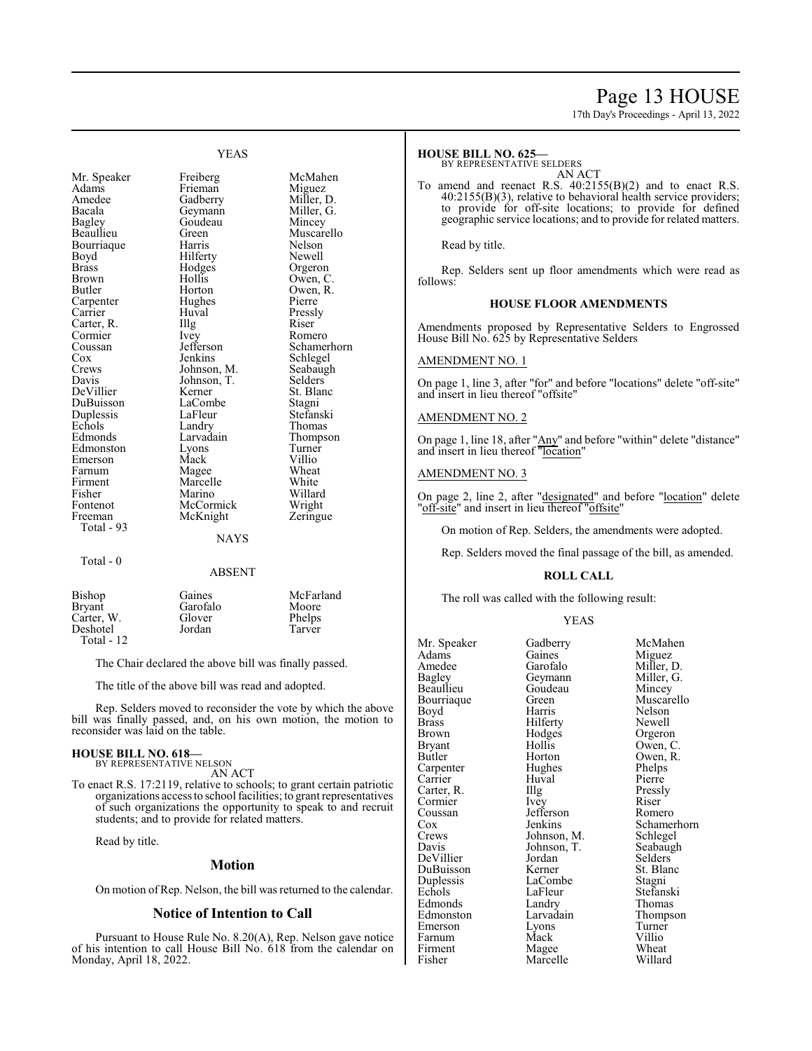YEAS

| | | |
|---|---|---|
| Mr. Speaker | Freiberg | McMahen |
| Adams | Frieman | Miguez |
| Amedee | Gadberry | Miller, D. |
| Bacala | Geymann | Miller, G. |
| Bagley | Goudeau | Mincey |
| Beaullieu | Green | Muscarello |
| Bourriaque | Harris | Nelson |
| Boyd | Hilferty | Newell |
| Brass | Hodges | Orgeron |
| Brown | Hollis | Owen, C. |
| Butler | Horton | Owen, R. |
| Carpenter | Hughes | Pierre |
| Carrier | Huval | Pressly |
| Carter, R. | Illg | Riser |
| Cormier | Ivey | Romero |
| Coussan | Jefferson | Schamerhorn |
| Cox | Jenkins | Schlegel |
| Crews | Johnson, M. | Seabaugh |
| Davis | Johnson, T. | Selders |
| DeVillier | Kerner | St. Blanc |
| DuBuisson | LaCombe | Stagni |
| Duplessis | LaFleur | Stefanski |
| Echols | Landry | Thomas |
| Edmonds | Larvadain | Thompson |
| Edmonston | Lyons | Turner |
| Emerson | Mack | Villio |
| Farnum | Magee | Wheat |
| Firment | Marcelle | White |
| Fisher | Marino | Willard |
| Fontenot | McCormick | Wright |
| Freeman | McKnight | Zeringue |

Total - 93

NAYS

Total - 0

ABSENT

| | | |
|---|---|---|
| Bishop | Gaines | McFarland |
| Bryant | Garofalo | Moore |
| Carter, W. | Glover | Phelps |
| Deshotel | Jordan | Tarver |

Total - 12

The Chair declared the above bill was finally passed.

The title of the above bill was read and adopted.

Rep. Selders moved to reconsider the vote by which the above bill was finally passed, and, on his own motion, the motion to reconsider was laid on the table.

**HOUSE BILL NO. 618—**
BY REPRESENTATIVE NELSON

AN ACT

To enact R.S. 17:2119, relative to schools; to grant certain patriotic organizations access to school facilities; to grant representatives of such organizations the opportunity to speak to and recruit students; and to provide for related matters.

Read by title.

## Motion

On motion of Rep. Nelson, the bill was returned to the calendar.

## Notice of Intention to Call

Pursuant to House Rule No. 8.20(A), Rep. Nelson gave notice of his intention to call House Bill No. 618 from the calendar on Monday, April 18, 2022.

**HOUSE BILL NO. 625—**
BY REPRESENTATIVE SELDERS

AN ACT

To amend and reenact R.S. 40:2155(B)(2) and to enact R.S. 40:2155(B)(3), relative to behavioral health service providers; to provide for off-site locations; to provide for defined geographic service locations; and to provide for related matters.

Read by title.

Rep. Selders sent up floor amendments which were read as follows:

### HOUSE FLOOR AMENDMENTS

Amendments proposed by Representative Selders to Engrossed House Bill No. 625 by Representative Selders

AMENDMENT NO. 1

On page 1, line 3, after "for" and before "locations" delete "off-site" and insert in lieu thereof "offsite"

AMENDMENT NO. 2

On page 1, line 18, after "Any" and before "within" delete "distance" and insert in lieu thereof "location"

AMENDMENT NO. 3

On page 2, line 2, after "designated" and before "location" delete "off-site" and insert in lieu thereof "offsite"

On motion of Rep. Selders, the amendments were adopted.

Rep. Selders moved the final passage of the bill, as amended.

### ROLL CALL

The roll was called with the following result:

YEAS

| | | |
|---|---|---|
| Mr. Speaker | Gadberry | McMahen |
| Adams | Gaines | Miguez |
| Amedee | Garofalo | Miller, D. |
| Bagley | Geymann | Miller, G. |
| Beaullieu | Goudeau | Mincey |
| Bourriaque | Green | Muscarello |
| Boyd | Harris | Nelson |
| Brass | Hilferty | Newell |
| Brown | Hodges | Orgeron |
| Bryant | Hollis | Owen, C. |
| Butler | Horton | Owen, R. |
| Carpenter | Hughes | Phelps |
| Carrier | Huval | Pierre |
| Carter, R. | Illg | Pressly |
| Cormier | Ivey | Riser |
| Coussan | Jefferson | Romero |
| Cox | Jenkins | Schamerhorn |
| Crews | Johnson, M. | Schlegel |
| Davis | Johnson, T. | Seabaugh |
| DeVillier | Jordan | Selders |
| DuBuisson | Kerner | St. Blanc |
| Duplessis | LaCombe | Stagni |
| Echols | LaFleur | Stefanski |
| Edmonds | Landry | Thomas |
| Edmonston | Larvadain | Thompson |
| Emerson | Lyons | Turner |
| Farnum | Mack | Villio |
| Firment | Magee | Wheat |
| Fisher | Marcelle | Willard |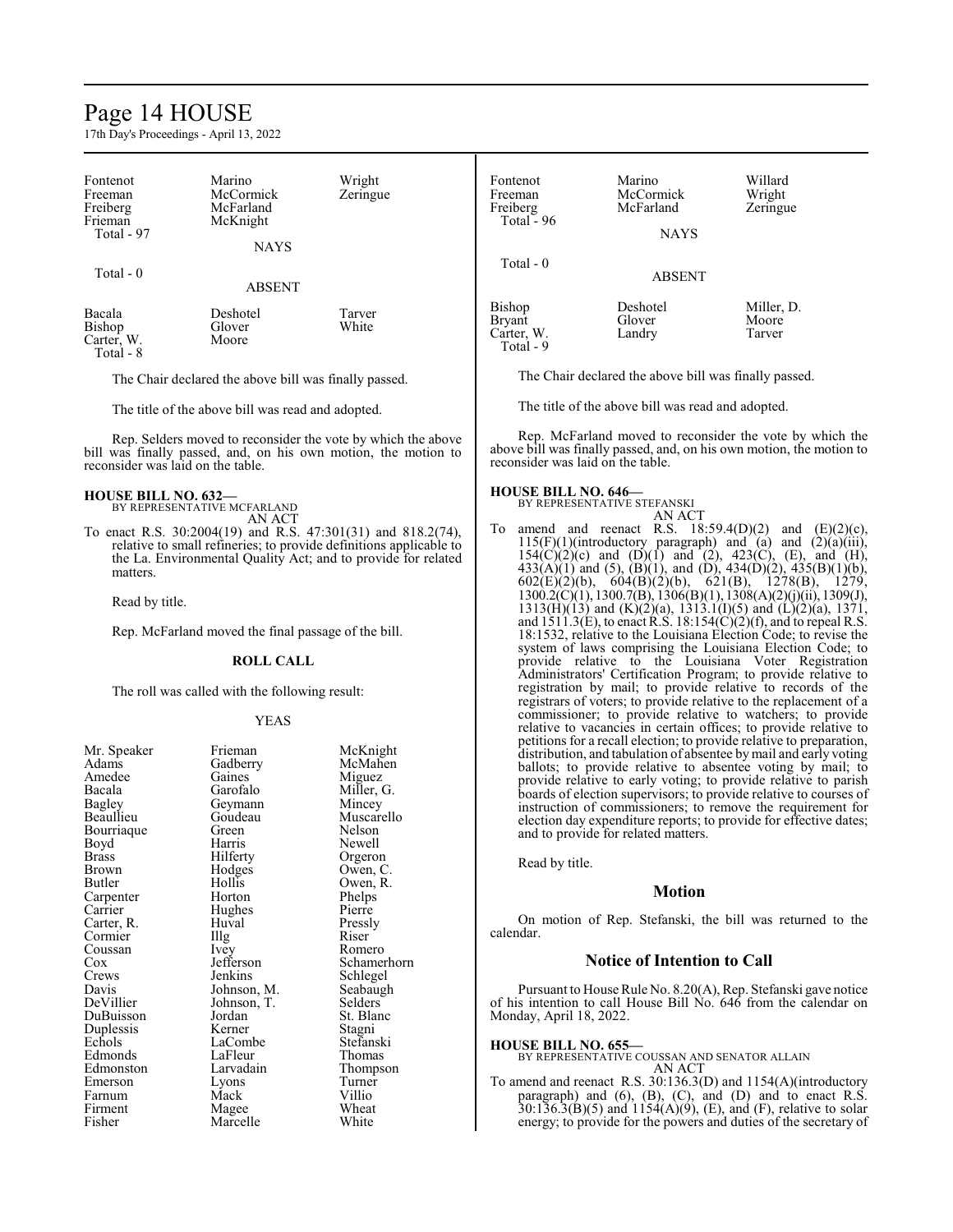| | | |
|---|---|---|
| Fontenot | Marino | Wright |
| Freeman | McCormick | Zeringue |
| Freiberg | McFarland | |
| Frieman | McKnight | |
| Total - 97 | | |

NAYS

Total - 0

ABSENT

| | | |
|---|---|---|
| Bacala | Deshotel | Tarver |
| Bishop | Glover | White |
| Carter, W. | Moore | |
| Total - 8 | | |

The Chair declared the above bill was finally passed.

The title of the above bill was read and adopted.

Rep. Selders moved to reconsider the vote by which the above bill was finally passed, and, on his own motion, the motion to reconsider was laid on the table.

**HOUSE BILL NO. 632—**
BY REPRESENTATIVE MCFARLAND
AN ACT

To enact R.S. 30:2004(19) and R.S. 47:301(31) and 818.2(74), relative to small refineries; to provide definitions applicable to the La. Environmental Quality Act; and to provide for related matters.

Read by title.

Rep. McFarland moved the final passage of the bill.

## ROLL CALL

The roll was called with the following result:

YEAS

| | | |
|---|---|---|
| Mr. Speaker | Frieman | McKnight |
| Adams | Gadberry | McMahen |
| Amedee | Gaines | Miguez |
| Bacala | Garofalo | Miller, G. |
| Bagley | Geymann | Mincey |
| Beaullieu | Goudeau | Muscarello |
| Bourriaque | Green | Nelson |
| Boyd | Harris | Newell |
| Brass | Hilferty | Orgeron |
| Brown | Hodges | Owen, C. |
| Butler | Hollis | Owen, R. |
| Carpenter | Horton | Phelps |
| Carrier | Hughes | Pierre |
| Carter, R. | Huval | Pressly |
| Cormier | Illg | Riser |
| Coussan | Ivey | Romero |
| Cox | Jefferson | Schamerhorn |
| Crews | Jenkins | Schlegel |
| Davis | Johnson, M. | Seabaugh |
| DeVillier | Johnson, T. | Selders |
| DuBuisson | Jordan | St. Blanc |
| Duplessis | Kerner | Stagni |
| Echols | LaCombe | Stefanski |
| Edmonds | LaFleur | Thomas |
| Edmonston | Larvadain | Thompson |
| Emerson | Lyons | Turner |
| Farnum | Mack | Villio |
| Firment | Magee | Wheat |
| Fisher | Marcelle | White |
| Fontenot | Marino | Willard |
| Freeman | McCormick | Wright |
| Freiberg | McFarland | Zeringue |
| Total - 96 | | |

NAYS

Total - 0

ABSENT

| | | |
|---|---|---|
| Bishop | Deshotel | Miller, D. |
| Bryant | Glover | Moore |
| Carter, W. | Landry | Tarver |
| Total - 9 | | |

The Chair declared the above bill was finally passed.

The title of the above bill was read and adopted.

Rep. McFarland moved to reconsider the vote by which the above bill was finally passed, and, on his own motion, the motion to reconsider was laid on the table.

**HOUSE BILL NO. 646—**
BY REPRESENTATIVE STEFANSKI
AN ACT

To amend and reenact R.S. 18:59.4(D)(2) and (E)(2)(c), 115(F)(1)(introductory paragraph) and (a) and (2)(a)(iii), 154(C)(2)(c) and (D)(1) and (2), 423(C), (E), and (H), 433(A)(1) and (5), (B)(1), and (D), 434(D)(2), 435(B)(1)(b), 602(E)(2)(b), 604(B)(2)(b), 621(B), 1278(B), 1279, 1300.2(C)(1), 1300.7(B), 1306(B)(1), 1308(A)(2)(j)(ii), 1309(J), 1313(H)(13) and (K)(2)(a), 1313.1(I)(5) and (L)(2)(a), 1371, and 1511.3(E), to enact R.S. 18:154(C)(2)(f), and to repeal R.S. 18:1532, relative to the Louisiana Election Code; to revise the system of laws comprising the Louisiana Election Code; to provide relative to the Louisiana Voter Registration Administrators' Certification Program; to provide relative to registration by mail; to provide relative to records of the registrars of voters; to provide relative to the replacement of a commissioner; to provide relative to watchers; to provide relative to vacancies in certain offices; to provide relative to petitions for a recall election; to provide relative to preparation, distribution, and tabulation of absentee by mail and early voting ballots; to provide relative to absentee voting by mail; to provide relative to early voting; to provide relative to parish boards of election supervisors; to provide relative to courses of instruction of commissioners; to remove the requirement for election day expenditure reports; to provide for effective dates; and to provide for related matters.

Read by title.

## Motion

On motion of Rep. Stefanski, the bill was returned to the calendar.

## Notice of Intention to Call

Pursuant to House Rule No. 8.20(A), Rep. Stefanski gave notice of his intention to call House Bill No. 646 from the calendar on Monday, April 18, 2022.

**HOUSE BILL NO. 655—**
BY REPRESENTATIVE COUSSAN AND SENATOR ALLAIN
AN ACT

To amend and reenact R.S. 30:136.3(D) and 1154(A)(introductory paragraph) and (6), (B), (C), and (D) and to enact R.S. 30:136.3(B)(5) and 1154(A)(9), (E), and (F), relative to solar energy; to provide for the powers and duties of the secretary of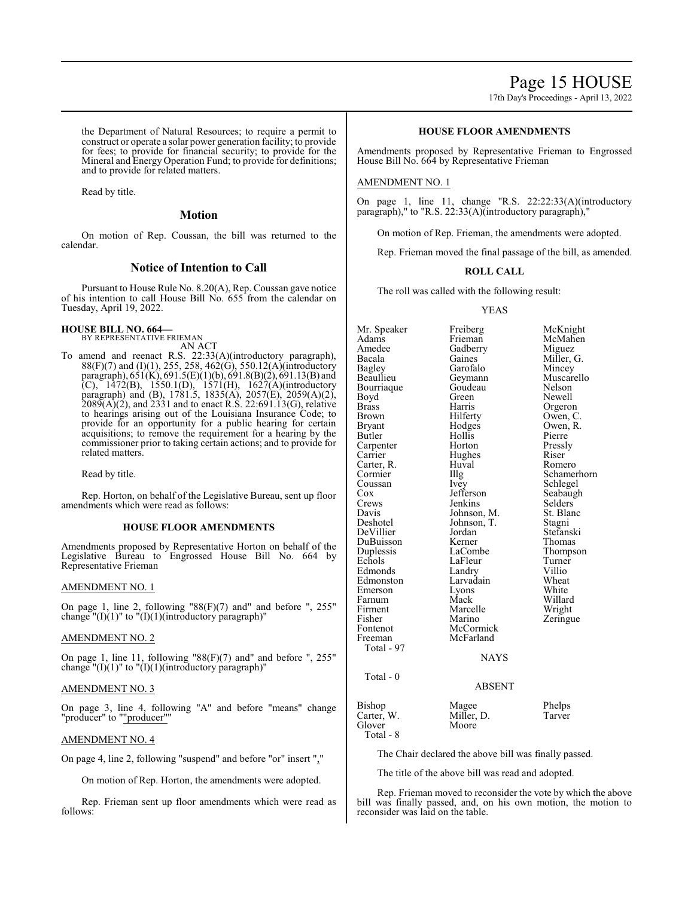the Department of Natural Resources; to require a permit to construct or operate a solar power generation facility; to provide for fees; to provide for financial security; to provide for the Mineral and Energy Operation Fund; to provide for definitions; and to provide for related matters.

Read by title.

## Motion

On motion of Rep. Coussan, the bill was returned to the calendar.

## Notice of Intention to Call

Pursuant to House Rule No. 8.20(A), Rep. Coussan gave notice of his intention to call House Bill No. 655 from the calendar on Tuesday, April 19, 2022.

**HOUSE BILL NO. 664—**
BY REPRESENTATIVE FRIEMAN
AN ACT

To amend and reenact R.S. 22:33(A)(introductory paragraph), 88(F)(7) and (I)(1), 255, 258, 462(G), 550.12(A)(introductory paragraph), 651(K), 691.5(E)(1)(b), 691.8(B)(2), 691.13(B) and (C), 1472(B), 1550.1(D), 1571(H), 1627(A)(introductory paragraph) and (B), 1781.5, 1835(A), 2057(E), 2059(A)(2), 2089(A)(2), and 2331 and to enact R.S. 22:691.13(G), relative to hearings arising out of the Louisiana Insurance Code; to provide for an opportunity for a public hearing for certain acquisitions; to remove the requirement for a hearing by the commissioner prior to taking certain actions; and to provide for related matters.

Read by title.

Rep. Horton, on behalf of the Legislative Bureau, sent up floor amendments which were read as follows:

### HOUSE FLOOR AMENDMENTS

Amendments proposed by Representative Horton on behalf of the Legislative Bureau to Engrossed House Bill No. 664 by Representative Frieman

AMENDMENT NO. 1

On page 1, line 2, following "88(F)(7) and" and before ", 255" change "(I)(1)" to "(I)(1)(introductory paragraph)"

AMENDMENT NO. 2

On page 1, line 11, following "88(F)(7) and" and before ", 255" change "(I)(1)" to "(I)(1)(introductory paragraph)"

AMENDMENT NO. 3

On page 3, line 4, following "A" and before "means" change "producer" to ""producer""

AMENDMENT NO. 4

On page 4, line 2, following "suspend" and before "or" insert ","

On motion of Rep. Horton, the amendments were adopted.

Rep. Frieman sent up floor amendments which were read as follows:

### HOUSE FLOOR AMENDMENTS

Amendments proposed by Representative Frieman to Engrossed House Bill No. 664 by Representative Frieman

AMENDMENT NO. 1

On page 1, line 11, change "R.S. 22:22:33(A)(introductory paragraph)," to "R.S. 22:33(A)(introductory paragraph),"

On motion of Rep. Frieman, the amendments were adopted.

Rep. Frieman moved the final passage of the bill, as amended.

### ROLL CALL

The roll was called with the following result:

YEAS

| | | |
|---|---|---|
| Mr. Speaker | Freiberg | McKnight |
| Adams | Frieman | McMahen |
| Amedee | Gadberry | Miguez |
| Bacala | Gaines | Miller, G. |
| Bagley | Garofalo | Mincey |
| Beaullieu | Geymann | Muscarello |
| Bourriaque | Goudeau | Nelson |
| Boyd | Green | Newell |
| Brass | Harris | Orgeron |
| Brown | Hilferty | Owen, C. |
| Bryant | Hodges | Owen, R. |
| Butler | Hollis | Pierre |
| Carpenter | Horton | Pressly |
| Carrier | Hughes | Riser |
| Carter, R. | Huval | Romero |
| Cormier | Illg | Schamerhorn |
| Coussan | Ivey | Schlegel |
| Cox | Jefferson | Seabaugh |
| Crews | Jenkins | Selders |
| Davis | Johnson, M. | St. Blanc |
| Deshotel | Johnson, T. | Stagni |
| DeVillier | Jordan | Stefanski |
| DuBuisson | Kerner | Thomas |
| Duplessis | LaCombe | Thompson |
| Echols | LaFleur | Turner |
| Edmonds | Landry | Villio |
| Edmonston | Larvadain | Wheat |
| Emerson | Lyons | White |
| Farnum | Mack | Willard |
| Firment | Marcelle | Wright |
| Fisher | Marino | Zeringue |
| Fontenot | McCormick | |
| Freeman | McFarland | |

Total - 97

NAYS

Total - 0

ABSENT

| | | |
|---|---|---|
| Bishop | Magee | Phelps |
| Carter, W. | Miller, D. | Tarver |
| Glover | Moore | |

Total - 8

The Chair declared the above bill was finally passed.

The title of the above bill was read and adopted.

Rep. Frieman moved to reconsider the vote by which the above bill was finally passed, and, on his own motion, the motion to reconsider was laid on the table.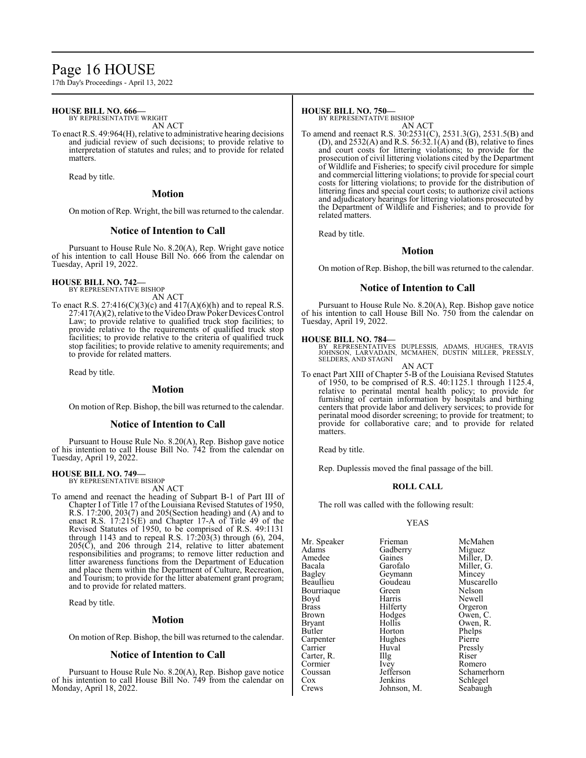**HOUSE BILL NO. 666—**
BY REPRESENTATIVE WRIGHT
AN ACT

To enact R.S. 49:964(H), relative to administrative hearing decisions and judicial review of such decisions; to provide relative to interpretation of statutes and rules; and to provide for related matters.

Read by title.

## Motion

On motion of Rep. Wright, the bill was returned to the calendar.

## Notice of Intention to Call

Pursuant to House Rule No. 8.20(A), Rep. Wright gave notice of his intention to call House Bill No. 666 from the calendar on Tuesday, April 19, 2022.

**HOUSE BILL NO. 742—**
BY REPRESENTATIVE BISHOP
AN ACT

To enact R.S. 27:416(C)(3)(c) and 417(A)(6)(h) and to repeal R.S. 27:417(A)(2), relative to the Video Draw Poker Devices Control Law; to provide relative to qualified truck stop facilities; to provide relative to the requirements of qualified truck stop facilities; to provide relative to the criteria of qualified truck stop facilities; to provide relative to amenity requirements; and to provide for related matters.

Read by title.

## Motion

On motion of Rep. Bishop, the bill was returned to the calendar.

## Notice of Intention to Call

Pursuant to House Rule No. 8.20(A), Rep. Bishop gave notice of his intention to call House Bill No. 742 from the calendar on Tuesday, April 19, 2022.

**HOUSE BILL NO. 749—**
BY REPRESENTATIVE BISHOP
AN ACT

To amend and reenact the heading of Subpart B-1 of Part III of Chapter I of Title 17 of the Louisiana Revised Statutes of 1950, R.S. 17:200, 203(7) and 205(Section heading) and (A) and to enact R.S. 17:215(E) and Chapter 17-A of Title 49 of the Revised Statutes of 1950, to be comprised of R.S. 49:1131 through 1143 and to repeal R.S. 17:203(3) through (6), 204, 205(C), and 206 through 214, relative to litter abatement responsibilities and programs; to remove litter reduction and litter awareness functions from the Department of Education and place them within the Department of Culture, Recreation, and Tourism; to provide for the litter abatement grant program; and to provide for related matters.

Read by title.

## Motion

On motion of Rep. Bishop, the bill was returned to the calendar.

## Notice of Intention to Call

Pursuant to House Rule No. 8.20(A), Rep. Bishop gave notice of his intention to call House Bill No. 749 from the calendar on Monday, April 18, 2022.

**HOUSE BILL NO. 750—**
BY REPRESENTATIVE BISHOP
AN ACT

To amend and reenact R.S. 30:2531(C), 2531.3(G), 2531.5(B) and (D), and 2532(A) and R.S. 56:32.1(A) and (B), relative to fines and court costs for littering violations; to provide for the prosecution of civil littering violations cited by the Department of Wildlife and Fisheries; to specify civil procedure for simple and commercial littering violations; to provide for special court costs for littering violations; to provide for the distribution of littering fines and special court costs; to authorize civil actions and adjudicatory hearings for littering violations prosecuted by the Department of Wildlife and Fisheries; and to provide for related matters.

Read by title.

## Motion

On motion of Rep. Bishop, the bill was returned to the calendar.

## Notice of Intention to Call

Pursuant to House Rule No. 8.20(A), Rep. Bishop gave notice of his intention to call House Bill No. 750 from the calendar on Tuesday, April 19, 2022.

**HOUSE BILL NO. 784—**
BY REPRESENTATIVES DUPLESSIS, ADAMS, HUGHES, TRAVIS JOHNSON, LARVADAIN, MCMAHEN, DUSTIN MILLER, PRESSLY, SELDERS, AND STAGNI
AN ACT

To enact Part XIII of Chapter 5-B of the Louisiana Revised Statutes of 1950, to be comprised of R.S. 40:1125.1 through 1125.4, relative to perinatal mental health policy; to provide for furnishing of certain information by hospitals and birthing centers that provide labor and delivery services; to provide for perinatal mood disorder screening; to provide for treatment; to provide for collaborative care; and to provide for related matters.

Read by title.

Rep. Duplessis moved the final passage of the bill.

**ROLL CALL**

The roll was called with the following result:

YEAS

| | | |
|---|---|---|
| Mr. Speaker | Frieman | McMahen |
| Adams | Gadberry | Miguez |
| Amedee | Gaines | Miller, D. |
| Bacala | Garofalo | Miller, G. |
| Bagley | Geymann | Mincey |
| Beaullieu | Goudeau | Muscarello |
| Bourriaque | Green | Nelson |
| Boyd | Harris | Newell |
| Brass | Hilferty | Orgeron |
| Brown | Hodges | Owen, C. |
| Bryant | Hollis | Owen, R. |
| Butler | Horton | Phelps |
| Carpenter | Hughes | Pierre |
| Carrier | Huval | Pressly |
| Carter, R. | Illg | Riser |
| Cormier | Ivey | Romero |
| Coussan | Jefferson | Schamerhorn |
| Cox | Jenkins | Schlegel |
| Crews | Johnson, M. | Seabaugh |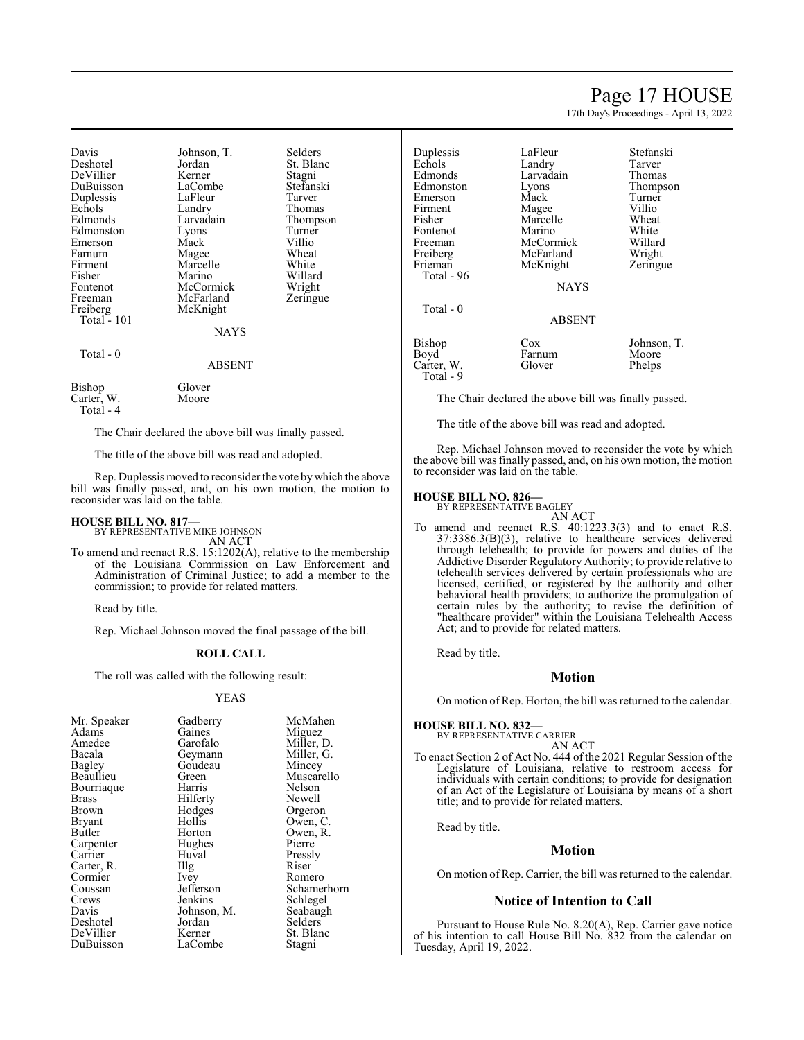| | | |
|---|---|---|
| Davis | Johnson, T. | Selders |
| Deshotel | Jordan | St. Blanc |
| DeVillier | Kerner | Stagni |
| DuBuisson | LaCombe | Stefanski |
| Duplessis | LaFleur | Tarver |
| Echols | Landry | Thomas |
| Edmonds | Larvadain | Thompson |
| Edmonston | Lyons | Turner |
| Emerson | Mack | Villio |
| Farnum | Magee | Wheat |
| Firment | Marcelle | White |
| Fisher | Marino | Willard |
| Fontenot | McCormick | Wright |
| Freeman | McFarland | Zeringue |
| Freiberg | McKnight | |
| Total - 101 | | |

NAYS

Total - 0

ABSENT

| | |
|---|---|
| Bishop | Glover |
| Carter, W. | Moore |
| Total - 4 | |

The Chair declared the above bill was finally passed.

The title of the above bill was read and adopted.

Rep. Duplessis moved to reconsider the vote by which the above bill was finally passed, and, on his own motion, the motion to reconsider was laid on the table.

**HOUSE BILL NO. 817—**
BY REPRESENTATIVE MIKE JOHNSON
AN ACT

To amend and reenact R.S. 15:1202(A), relative to the membership of the Louisiana Commission on Law Enforcement and Administration of Criminal Justice; to add a member to the commission; to provide for related matters.

Read by title.

Rep. Michael Johnson moved the final passage of the bill.

## ROLL CALL

The roll was called with the following result:

YEAS

| | | |
|---|---|---|
| Mr. Speaker | Gadberry | McMahen |
| Adams | Gaines | Miguez |
| Amedee | Garofalo | Miller, D. |
| Bacala | Geymann | Miller, G. |
| Bagley | Goudeau | Mincey |
| Beaullieu | Green | Muscarello |
| Bourriaque | Harris | Nelson |
| Brass | Hilferty | Newell |
| Brown | Hodges | Orgeron |
| Bryant | Hollis | Owen, C. |
| Butler | Horton | Owen, R. |
| Carpenter | Hughes | Pierre |
| Carrier | Huval | Pressly |
| Carter, R. | Illg | Riser |
| Cormier | Ivey | Romero |
| Coussan | Jefferson | Schamerhorn |
| Crews | Jenkins | Schlegel |
| Davis | Johnson, M. | Seabaugh |
| Deshotel | Jordan | Selders |
| DeVillier | Kerner | St. Blanc |
| DuBuisson | LaCombe | Stagni |
| Duplessis | LaFleur | Stefanski |
| Echols | Landry | Tarver |
| Edmonds | Larvadain | Thomas |
| Edmonston | Lyons | Thompson |
| Emerson | Mack | Turner |
| Firment | Magee | Villio |
| Fisher | Marcelle | Wheat |
| Fontenot | Marino | White |
| Freeman | McCormick | Willard |
| Freiberg | McFarland | Wright |
| Frieman | McKnight | Zeringue |
| Total - 96 | | |

NAYS

Total - 0

ABSENT

| | | |
|---|---|---|
| Bishop | Cox | Johnson, T. |
| Boyd | Farnum | Moore |
| Carter, W. | Glover | Phelps |
| Total - 9 | | |

The Chair declared the above bill was finally passed.

The title of the above bill was read and adopted.

Rep. Michael Johnson moved to reconsider the vote by which the above bill was finally passed, and, on his own motion, the motion to reconsider was laid on the table.

**HOUSE BILL NO. 826—**
BY REPRESENTATIVE BAGLEY
AN ACT

To amend and reenact R.S. 40:1223.3(3) and to enact R.S. 37:3386.3(B)(3), relative to healthcare services delivered through telehealth; to provide for powers and duties of the Addictive Disorder Regulatory Authority; to provide relative to telehealth services delivered by certain professionals who are licensed, certified, or registered by the authority and other behavioral health providers; to authorize the promulgation of certain rules by the authority; to revise the definition of "healthcare provider" within the Louisiana Telehealth Access Act; and to provide for related matters.

Read by title.

## Motion

On motion of Rep. Horton, the bill was returned to the calendar.

**HOUSE BILL NO. 832—**
BY REPRESENTATIVE CARRIER
AN ACT

To enact Section 2 of Act No. 444 of the 2021 Regular Session of the Legislature of Louisiana, relative to restroom access for individuals with certain conditions; to provide for designation of an Act of the Legislature of Louisiana by means of a short title; and to provide for related matters.

Read by title.

## Motion

On motion of Rep. Carrier, the bill was returned to the calendar.

## Notice of Intention to Call

Pursuant to House Rule No. 8.20(A), Rep. Carrier gave notice of his intention to call House Bill No. 832 from the calendar on Tuesday, April 19, 2022.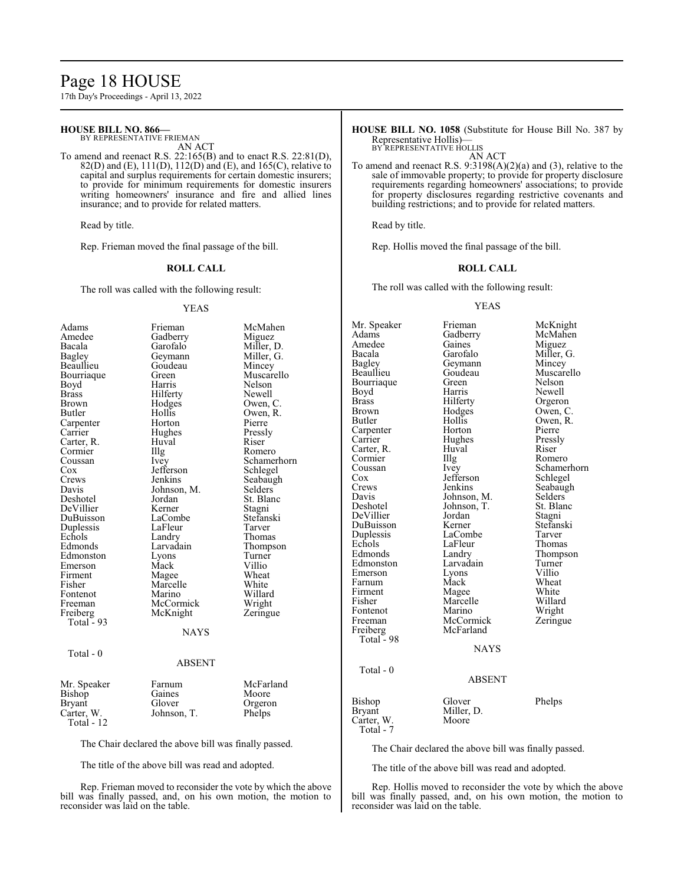**HOUSE BILL NO. 866—**
BY REPRESENTATIVE FRIEMAN
AN ACT

To amend and reenact R.S. 22:165(B) and to enact R.S. 22:81(D), 82(D) and (E), 111(D), 112(D) and (E), and 165(C), relative to capital and surplus requirements for certain domestic insurers; to provide for minimum requirements for domestic insurers writing homeowners' insurance and fire and allied lines insurance; and to provide for related matters.

Read by title.

Rep. Frieman moved the final passage of the bill.

**ROLL CALL**

The roll was called with the following result:

YEAS

| | | |
|---|---|---|
| Adams | Frieman | McMahen |
| Amedee | Gadberry | Miguez |
| Bacala | Garofalo | Miller, D. |
| Bagley | Geymann | Miller, G. |
| Beaullieu | Goudeau | Mincey |
| Bourriaque | Green | Muscarello |
| Boyd | Harris | Nelson |
| Brass | Hilferty | Newell |
| Brown | Hodges | Owen, C. |
| Butler | Hollis | Owen, R. |
| Carpenter | Horton | Pierre |
| Carrier | Hughes | Pressly |
| Carter, R. | Huval | Riser |
| Cormier | Illg | Romero |
| Coussan | Ivey | Schamerhorn |
| Cox | Jefferson | Schlegel |
| Crews | Jenkins | Seabaugh |
| Davis | Johnson, M. | Selders |
| Deshotel | Jordan | St. Blanc |
| DeVillier | Kerner | Stagni |
| DuBuisson | LaCombe | Stefanski |
| Duplessis | LaFleur | Tarver |
| Echols | Landry | Thomas |
| Edmonds | Larvadain | Thompson |
| Edmonston | Lyons | Turner |
| Emerson | Mack | Villio |
| Firment | Magee | Wheat |
| Fisher | Marcelle | White |
| Fontenot | Marino | Willard |
| Freeman | McCormick | Wright |
| Freiberg | McKnight | Zeringue |

Total - 93

NAYS

Total - 0

ABSENT

| | | |
|---|---|---|
| Mr. Speaker | Farnum | McFarland |
| Bishop | Gaines | Moore |
| Bryant | Glover | Orgeron |
| Carter, W. | Johnson, T. | Phelps |

Total - 12

The Chair declared the above bill was finally passed.

The title of the above bill was read and adopted.

Rep. Frieman moved to reconsider the vote by which the above bill was finally passed, and, on his own motion, the motion to reconsider was laid on the table.

**HOUSE BILL NO. 1058** (Substitute for House Bill No. 387 by Representative Hollis)—
BY REPRESENTATIVE HOLLIS
AN ACT

To amend and reenact R.S. 9:3198(A)(2)(a) and (3), relative to the sale of immovable property; to provide for property disclosure requirements regarding homeowners' associations; to provide for property disclosures regarding restrictive covenants and building restrictions; and to provide for related matters.

Read by title.

Rep. Hollis moved the final passage of the bill.

**ROLL CALL**

The roll was called with the following result:

YEAS

| | | |
|---|---|---|
| Mr. Speaker | Frieman | McKnight |
| Adams | Gadberry | McMahen |
| Amedee | Gaines | Miguez |
| Bacala | Garofalo | Miller, G. |
| Bagley | Geymann | Mincey |
| Beaullieu | Goudeau | Muscarello |
| Bourriaque | Green | Nelson |
| Boyd | Harris | Newell |
| Brass | Hilferty | Orgeron |
| Brown | Hodges | Owen, C. |
| Butler | Hollis | Owen, R. |
| Carpenter | Horton | Pierre |
| Carrier | Hughes | Pressly |
| Carter, R. | Huval | Riser |
| Cormier | Illg | Romero |
| Coussan | Ivey | Schamerhorn |
| Cox | Jefferson | Schlegel |
| Crews | Jenkins | Seabaugh |
| Davis | Johnson, M. | Selders |
| Deshotel | Johnson, T. | St. Blanc |
| DeVillier | Jordan | Stagni |
| DuBuisson | Kerner | Stefanski |
| Duplessis | LaCombe | Tarver |
| Echols | LaFleur | Thomas |
| Edmonds | Landry | Thompson |
| Edmonston | Larvadain | Turner |
| Emerson | Lyons | Villio |
| Farnum | Mack | Wheat |
| Firment | Magee | White |
| Fisher | Marcelle | Willard |
| Fontenot | Marino | Wright |
| Freeman | McCormick | Zeringue |
| Freiberg | McFarland | |

Total - 98

NAYS

Total - 0

ABSENT

| | | |
|---|---|---|
| Bishop | Glover | Phelps |
| Bryant | Miller, D. | |
| Carter, W. | Moore | |

Total - 7

The Chair declared the above bill was finally passed.

The title of the above bill was read and adopted.

Rep. Hollis moved to reconsider the vote by which the above bill was finally passed, and, on his own motion, the motion to reconsider was laid on the table.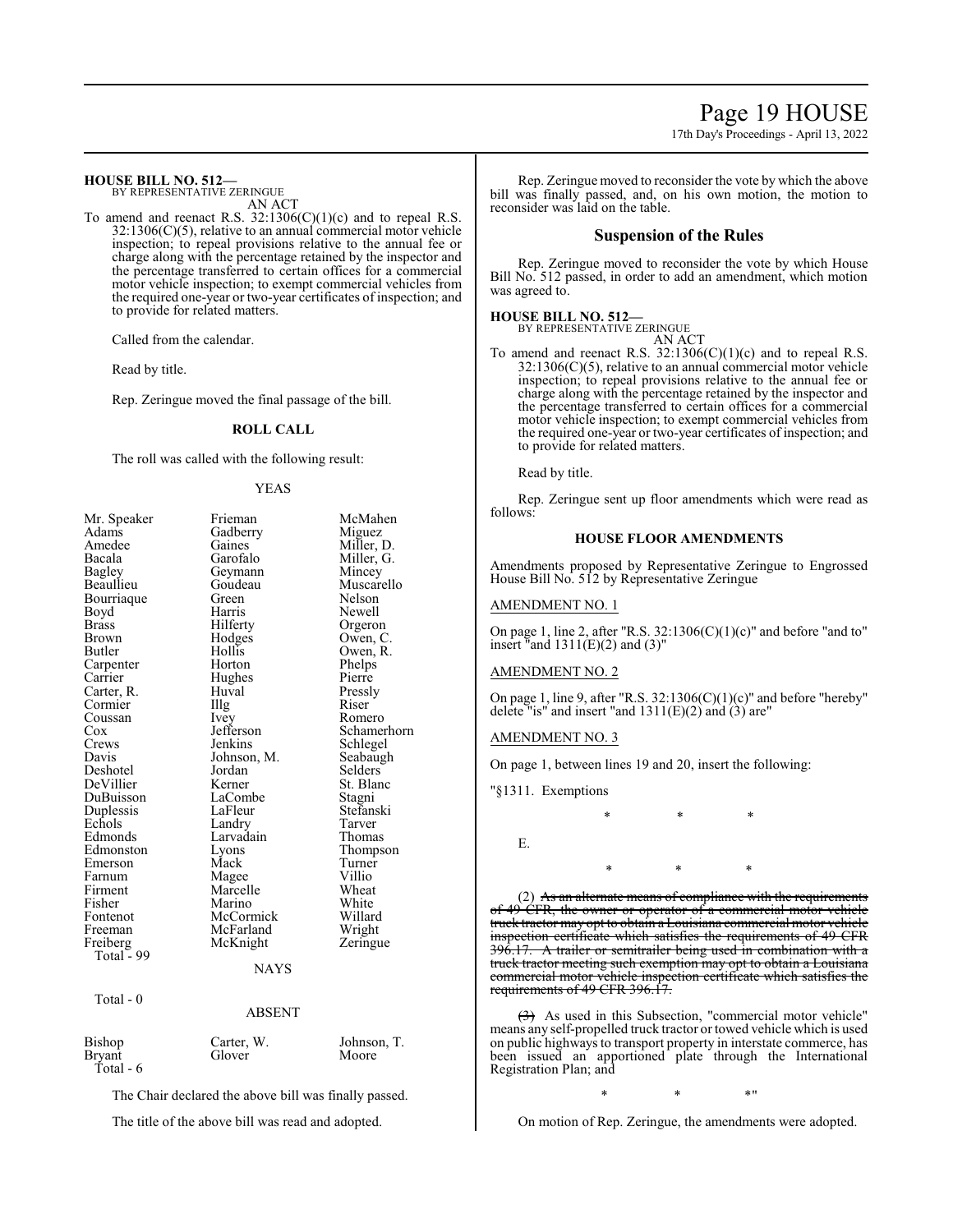**HOUSE BILL NO. 512—**
BY REPRESENTATIVE ZERINGUE
AN ACT

To amend and reenact R.S. 32:1306(C)(1)(c) and to repeal R.S. 32:1306(C)(5), relative to an annual commercial motor vehicle inspection; to repeal provisions relative to the annual fee or charge along with the percentage retained by the inspector and the percentage transferred to certain offices for a commercial motor vehicle inspection; to exempt commercial vehicles from the required one-year or two-year certificates of inspection; and to provide for related matters.

Called from the calendar.

Read by title.

Rep. Zeringue moved the final passage of the bill.

**ROLL CALL**

The roll was called with the following result:

YEAS

| | | |
|---|---|---|
| Mr. Speaker | Frieman | McMahen |
| Adams | Gadberry | Miguez |
| Amedee | Gaines | Miller, D. |
| Bacala | Garofalo | Miller, G. |
| Bagley | Geymann | Mincey |
| Beaullieu | Goudeau | Muscarello |
| Bourriaque | Green | Nelson |
| Boyd | Harris | Newell |
| Brass | Hilferty | Orgeron |
| Brown | Hodges | Owen, C. |
| Butler | Hollis | Owen, R. |
| Carpenter | Horton | Phelps |
| Carrier | Hughes | Pierre |
| Carter, R. | Huval | Pressly |
| Cormier | Illg | Riser |
| Coussan | Ivey | Romero |
| Cox | Jefferson | Schamerhorn |
| Crews | Jenkins | Schlegel |
| Davis | Johnson, M. | Seabaugh |
| Deshotel | Jordan | Selders |
| DeVillier | Kerner | St. Blanc |
| DuBuisson | LaCombe | Stagni |
| Duplessis | LaFleur | Stefanski |
| Echols | Landry | Tarver |
| Edmonds | Larvadain | Thomas |
| Edmonston | Lyons | Thompson |
| Emerson | Mack | Turner |
| Farnum | Magee | Villio |
| Firment | Marcelle | Wheat |
| Fisher | Marino | White |
| Fontenot | McCormick | Willard |
| Freeman | McFarland | Wright |
| Freiberg | McKnight | Zeringue |
| Total - 99 | | |

NAYS

Total - 0

ABSENT

| | | |
|---|---|---|
| Bishop | Carter, W. | Johnson, T. |
| Bryant | Glover | Moore |
| Total - 6 | | |

The Chair declared the above bill was finally passed.

The title of the above bill was read and adopted.

Rep. Zeringue moved to reconsider the vote by which the above bill was finally passed, and, on his own motion, the motion to reconsider was laid on the table.

## Suspension of the Rules

Rep. Zeringue moved to reconsider the vote by which House Bill No. 512 passed, in order to add an amendment, which motion was agreed to.

**HOUSE BILL NO. 512—**
BY REPRESENTATIVE ZERINGUE
AN ACT

To amend and reenact R.S. 32:1306(C)(1)(c) and to repeal R.S. 32:1306(C)(5), relative to an annual commercial motor vehicle inspection; to repeal provisions relative to the annual fee or charge along with the percentage retained by the inspector and the percentage transferred to certain offices for a commercial motor vehicle inspection; to exempt commercial vehicles from the required one-year or two-year certificates of inspection; and to provide for related matters.

Read by title.

Rep. Zeringue sent up floor amendments which were read as follows:

**HOUSE FLOOR AMENDMENTS**

Amendments proposed by Representative Zeringue to Engrossed House Bill No. 512 by Representative Zeringue

AMENDMENT NO. 1

On page 1, line 2, after "R.S. 32:1306(C)(1)(c)" and before "and to" insert "and 1311(E)(2) and (3)"

AMENDMENT NO. 2

On page 1, line 9, after "R.S. 32:1306(C)(1)(c)" and before "hereby" delete "is" and insert "and 1311(E)(2) and (3) are"

AMENDMENT NO. 3

On page 1, between lines 19 and 20, insert the following:

"§1311. Exemptions

\* \* \*

E.

\* \* \*

(2) ~~As an alternate means of compliance with the requirements of 49 CFR, the owner or operator of a commercial motor vehicle truck tractor may opt to obtain a Louisiana commercial motor vehicle inspection certificate which satisfies the requirements of 49 CFR 396.17. A trailer or semitrailer being used in combination with a truck tractor meeting such exemption may opt to obtain a Louisiana commercial motor vehicle inspection certificate which satisfies the requirements of 49 CFR 396.17.~~

~~(3)~~ As used in this Subsection, "commercial motor vehicle" means any self-propelled truck tractor or towed vehicle which is used on public highways to transport property in interstate commerce, has been issued an apportioned plate through the International Registration Plan; and

\* \* \*"

On motion of Rep. Zeringue, the amendments were adopted.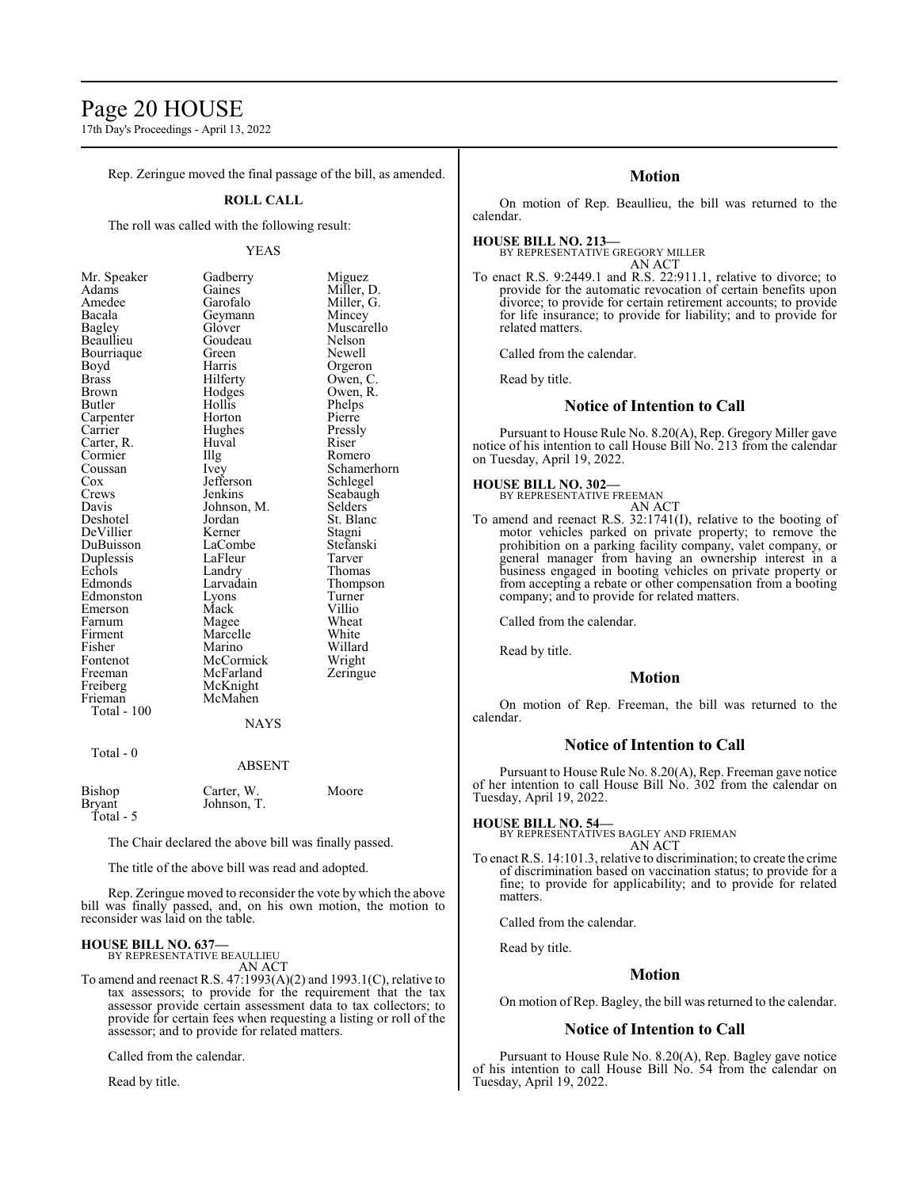Rep. Zeringue moved the final passage of the bill, as amended.

**ROLL CALL**

The roll was called with the following result:

YEAS

| | | |
|---|---|---|
| Mr. Speaker | Gadberry | Miguez |
| Adams | Gaines | Miller, D. |
| Amedee | Garofalo | Miller, G. |
| Bacala | Geymann | Mincey |
| Bagley | Glover | Muscarello |
| Beaullieu | Goudeau | Nelson |
| Bourriaque | Green | Newell |
| Boyd | Harris | Orgeron |
| Brass | Hilferty | Owen, C. |
| Brown | Hodges | Owen, R. |
| Butler | Hollis | Phelps |
| Carpenter | Horton | Pierre |
| Carrier | Hughes | Pressly |
| Carter, R. | Huval | Riser |
| Cormier | Illg | Romero |
| Coussan | Ivey | Schamerhorn |
| Cox | Jefferson | Schlegel |
| Crews | Jenkins | Seabaugh |
| Davis | Johnson, M. | Selders |
| Deshotel | Jordan | St. Blanc |
| DeVillier | Kerner | Stagni |
| DuBuisson | LaCombe | Stefanski |
| Duplessis | LaFleur | Tarver |
| Echols | Landry | Thomas |
| Edmonds | Larvadain | Thompson |
| Edmonston | Lyons | Turner |
| Emerson | Mack | Villio |
| Farnum | Magee | Wheat |
| Firment | Marcelle | White |
| Fisher | Marino | Willard |
| Fontenot | McCormick | Wright |
| Freeman | McFarland | Zeringue |
| Freiberg | McKnight | |
| Frieman | McMahen | |
| Total - 100 | | |

NAYS

Total - 0

ABSENT

| | | |
|---|---|---|
| Bishop | Carter, W. | Moore |
| Bryant | Johnson, T. | |
| Total - 5 | | |

The Chair declared the above bill was finally passed.

The title of the above bill was read and adopted.

Rep. Zeringue moved to reconsider the vote by which the above bill was finally passed, and, on his own motion, the motion to reconsider was laid on the table.

**HOUSE BILL NO. 637—**
BY REPRESENTATIVE BEAULLIEU
AN ACT

To amend and reenact R.S. 47:1993(A)(2) and 1993.1(C), relative to tax assessors; to provide for the requirement that the tax assessor provide certain assessment data to tax collectors; to provide for certain fees when requesting a listing or roll of the assessor; and to provide for related matters.

Called from the calendar.

Read by title.

## Motion

On motion of Rep. Beaullieu, the bill was returned to the calendar.

**HOUSE BILL NO. 213—**
BY REPRESENTATIVE GREGORY MILLER
AN ACT

To enact R.S. 9:2449.1 and R.S. 22:911.1, relative to divorce; to provide for the automatic revocation of certain benefits upon divorce; to provide for certain retirement accounts; to provide for life insurance; to provide for liability; and to provide for related matters.

Called from the calendar.

Read by title.

## Notice of Intention to Call

Pursuant to House Rule No. 8.20(A), Rep. Gregory Miller gave notice of his intention to call House Bill No. 213 from the calendar on Tuesday, April 19, 2022.

**HOUSE BILL NO. 302—**
BY REPRESENTATIVE FREEMAN
AN ACT

To amend and reenact R.S. 32:1741(I), relative to the booting of motor vehicles parked on private property; to remove the prohibition on a parking facility company, valet company, or general manager from having an ownership interest in a business engaged in booting vehicles on private property or from accepting a rebate or other compensation from a booting company; and to provide for related matters.

Called from the calendar.

Read by title.

## Motion

On motion of Rep. Freeman, the bill was returned to the calendar.

## Notice of Intention to Call

Pursuant to House Rule No. 8.20(A), Rep. Freeman gave notice of her intention to call House Bill No. 302 from the calendar on Tuesday, April 19, 2022.

**HOUSE BILL NO. 54—**
BY REPRESENTATIVES BAGLEY AND FRIEMAN
AN ACT

To enact R.S. 14:101.3, relative to discrimination; to create the crime of discrimination based on vaccination status; to provide for a fine; to provide for applicability; and to provide for related matters.

Called from the calendar.

Read by title.

## Motion

On motion of Rep. Bagley, the bill was returned to the calendar.

## Notice of Intention to Call

Pursuant to House Rule No. 8.20(A), Rep. Bagley gave notice of his intention to call House Bill No. 54 from the calendar on Tuesday, April 19, 2022.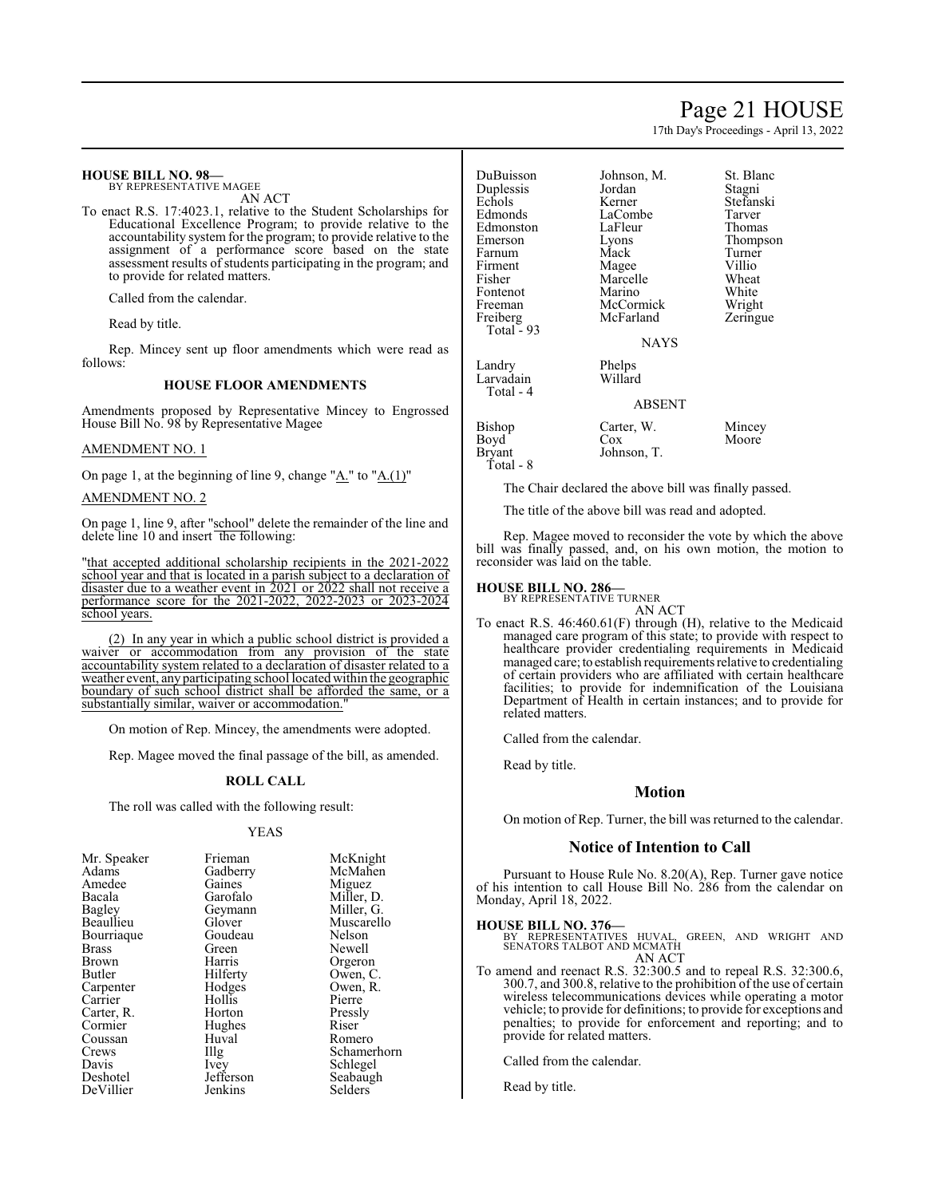**HOUSE BILL NO. 98—**
BY REPRESENTATIVE MAGEE

AN ACT

To enact R.S. 17:4023.1, relative to the Student Scholarships for Educational Excellence Program; to provide relative to the accountability system for the program; to provide relative to the assignment of a performance score based on the state assessment results of students participating in the program; and to provide for related matters.

Called from the calendar.

Read by title.

Rep. Mincey sent up floor amendments which were read as follows:

### HOUSE FLOOR AMENDMENTS

Amendments proposed by Representative Mincey to Engrossed House Bill No. 98 by Representative Magee

AMENDMENT NO. 1

On page 1, at the beginning of line 9, change "A." to "A.(1)"

AMENDMENT NO. 2

On page 1, line 9, after "school" delete the remainder of the line and delete line 10 and insert the following:

"that accepted additional scholarship recipients in the 2021-2022 school year and that is located in a parish subject to a declaration of disaster due to a weather event in 2021 or 2022 shall not receive a performance score for the 2021-2022, 2022-2023 or 2023-2024 school years.

(2) In any year in which a public school district is provided a waiver or accommodation from any provision of the state accountability system related to a declaration of disaster related to a weather event, any participating school located within the geographic boundary of such school district shall be afforded the same, or a substantially similar, waiver or accommodation."

On motion of Rep. Mincey, the amendments were adopted.

Rep. Magee moved the final passage of the bill, as amended.

### ROLL CALL

The roll was called with the following result:

YEAS

| | | |
|---|---|---|
| Mr. Speaker | Frieman | McKnight |
| Adams | Gadberry | McMahen |
| Amedee | Gaines | Miguez |
| Bacala | Garofalo | Miller, D. |
| Bagley | Geymann | Miller, G. |
| Beaullieu | Glover | Muscarello |
| Bourriaque | Goudeau | Nelson |
| Brass | Green | Newell |
| Brown | Harris | Orgeron |
| Butler | Hilferty | Owen, C. |
| Carpenter | Hodges | Owen, R. |
| Carrier | Hollis | Pierre |
| Carter, R. | Horton | Pressly |
| Cormier | Hughes | Riser |
| Coussan | Huval | Romero |
| Crews | Illg | Schamerhorn |
| Davis | Ivey | Schlegel |
| Deshotel | Jefferson | Seabaugh |
| DeVillier | Jenkins | Selders |
| DuBuisson | Johnson, M. | St. Blanc |
| Duplessis | Jordan | Stagni |
| Echols | Kerner | Stefanski |
| Edmonds | LaCombe | Tarver |
| Edmonston | LaFleur | Thomas |
| Emerson | Lyons | Thompson |
| Farnum | Mack | Turner |
| Firment | Magee | Villio |
| Fisher | Marcelle | Wheat |
| Fontenot | Marino | White |
| Freeman | McCormick | Wright |
| Freiberg | McFarland | Zeringue |

Total - 93

NAYS

| | |
|---|---|
| Landry | Phelps |
| Larvadain | Willard |

Total - 4

ABSENT

| | | |
|---|---|---|
| Bishop | Carter, W. | Mincey |
| Boyd | Cox | Moore |
| Bryant | Johnson, T. | |

Total - 8

The Chair declared the above bill was finally passed.

The title of the above bill was read and adopted.

Rep. Magee moved to reconsider the vote by which the above bill was finally passed, and, on his own motion, the motion to reconsider was laid on the table.

**HOUSE BILL NO. 286—**
BY REPRESENTATIVE TURNER

AN ACT

To enact R.S. 46:460.61(F) through (H), relative to the Medicaid managed care program of this state; to provide with respect to healthcare provider credentialing requirements in Medicaid managed care; to establish requirements relative to credentialing of certain providers who are affiliated with certain healthcare facilities; to provide for indemnification of the Louisiana Department of Health in certain instances; and to provide for related matters.

Called from the calendar.

Read by title.

## Motion

On motion of Rep. Turner, the bill was returned to the calendar.

## Notice of Intention to Call

Pursuant to House Rule No. 8.20(A), Rep. Turner gave notice of his intention to call House Bill No. 286 from the calendar on Monday, April 18, 2022.

**HOUSE BILL NO. 376—**
BY REPRESENTATIVES HUVAL, GREEN, AND WRIGHT AND SENATORS TALBOT AND MCMATH

AN ACT

To amend and reenact R.S. 32:300.5 and to repeal R.S. 32:300.6, 300.7, and 300.8, relative to the prohibition of the use of certain wireless telecommunications devices while operating a motor vehicle; to provide for definitions; to provide for exceptions and penalties; to provide for enforcement and reporting; and to provide for related matters.

Called from the calendar.

Read by title.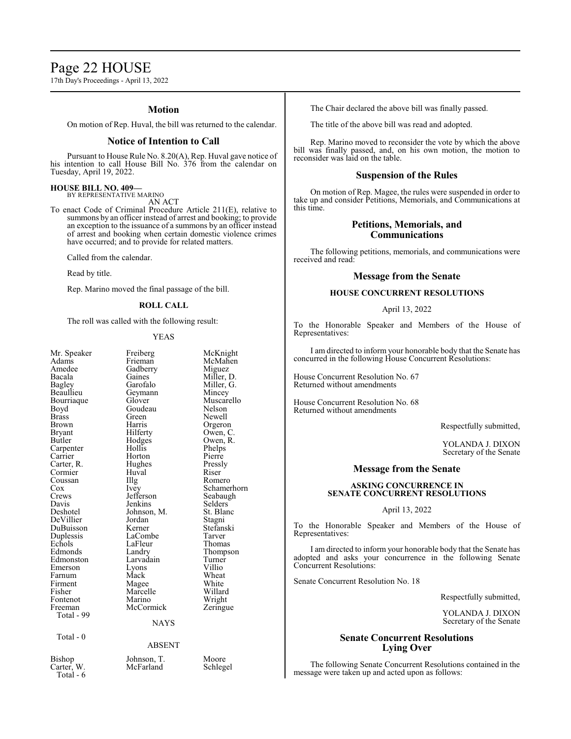## Motion

On motion of Rep. Huval, the bill was returned to the calendar.

## Notice of Intention to Call

Pursuant to House Rule No. 8.20(A), Rep. Huval gave notice of his intention to call House Bill No. 376 from the calendar on Tuesday, April 19, 2022.

**HOUSE BILL NO. 409—**
BY REPRESENTATIVE MARINO

AN ACT

To enact Code of Criminal Procedure Article 211(E), relative to summons by an officer instead of arrest and booking; to provide an exception to the issuance of a summons by an officer instead of arrest and booking when certain domestic violence crimes have occurred; and to provide for related matters.

Called from the calendar.

Read by title.

Rep. Marino moved the final passage of the bill.

**ROLL CALL**

The roll was called with the following result:

YEAS

| | | |
|---|---|---|
| Mr. Speaker | Freiberg | McKnight |
| Adams | Frieman | McMahen |
| Amedee | Gadberry | Miguez |
| Bacala | Gaines | Miller, D. |
| Bagley | Garofalo | Miller, G. |
| Beaullieu | Geymann | Mincey |
| Bourriaque | Glover | Muscarello |
| Boyd | Goudeau | Nelson |
| Brass | Green | Newell |
| Brown | Harris | Orgeron |
| Bryant | Hilferty | Owen, C. |
| Butler | Hodges | Owen, R. |
| Carpenter | Hollis | Phelps |
| Carrier | Horton | Pierre |
| Carter, R. | Hughes | Pressly |
| Cormier | Huval | Riser |
| Coussan | Illg | Romero |
| Cox | Ivey | Schamerhorn |
| Crews | Jefferson | Seabaugh |
| Davis | Jenkins | Selders |
| Deshotel | Johnson, M. | St. Blanc |
| DeVillier | Jordan | Stagni |
| DuBuisson | Kerner | Stefanski |
| Duplessis | LaCombe | Tarver |
| Echols | LaFleur | Thomas |
| Edmonds | Landry | Thompson |
| Edmonston | Larvadain | Turner |
| Emerson | Lyons | Villio |
| Farnum | Mack | Wheat |
| Firment | Magee | White |
| Fisher | Marcelle | Willard |
| Fontenot | Marino | Wright |
| Freeman | McCormick | Zeringue |

Total - 99

NAYS

Total - 0

ABSENT

| | | |
|---|---|---|
| Bishop | Johnson, T. | Moore |
| Carter, W. | McFarland | Schlegel |

Total - 6

The Chair declared the above bill was finally passed.

The title of the above bill was read and adopted.

Rep. Marino moved to reconsider the vote by which the above bill was finally passed, and, on his own motion, the motion to reconsider was laid on the table.

## Suspension of the Rules

On motion of Rep. Magee, the rules were suspended in order to take up and consider Petitions, Memorials, and Communications at this time.

## Petitions, Memorials, and Communications

The following petitions, memorials, and communications were received and read:

## Message from the Senate

**HOUSE CONCURRENT RESOLUTIONS**

April 13, 2022

To the Honorable Speaker and Members of the House of Representatives:

I am directed to inform your honorable body that the Senate has concurred in the following House Concurrent Resolutions:

House Concurrent Resolution No. 67
Returned without amendments

House Concurrent Resolution No. 68
Returned without amendments

Respectfully submitted,

YOLANDA J. DIXON
Secretary of the Senate

## Message from the Senate

**ASKING CONCURRENCE IN SENATE CONCURRENT RESOLUTIONS**

April 13, 2022

To the Honorable Speaker and Members of the House of Representatives:

I am directed to inform your honorable body that the Senate has adopted and asks your concurrence in the following Senate Concurrent Resolutions:

Senate Concurrent Resolution No. 18

Respectfully submitted,

YOLANDA J. DIXON
Secretary of the Senate

## Senate Concurrent Resolutions Lying Over

The following Senate Concurrent Resolutions contained in the message were taken up and acted upon as follows: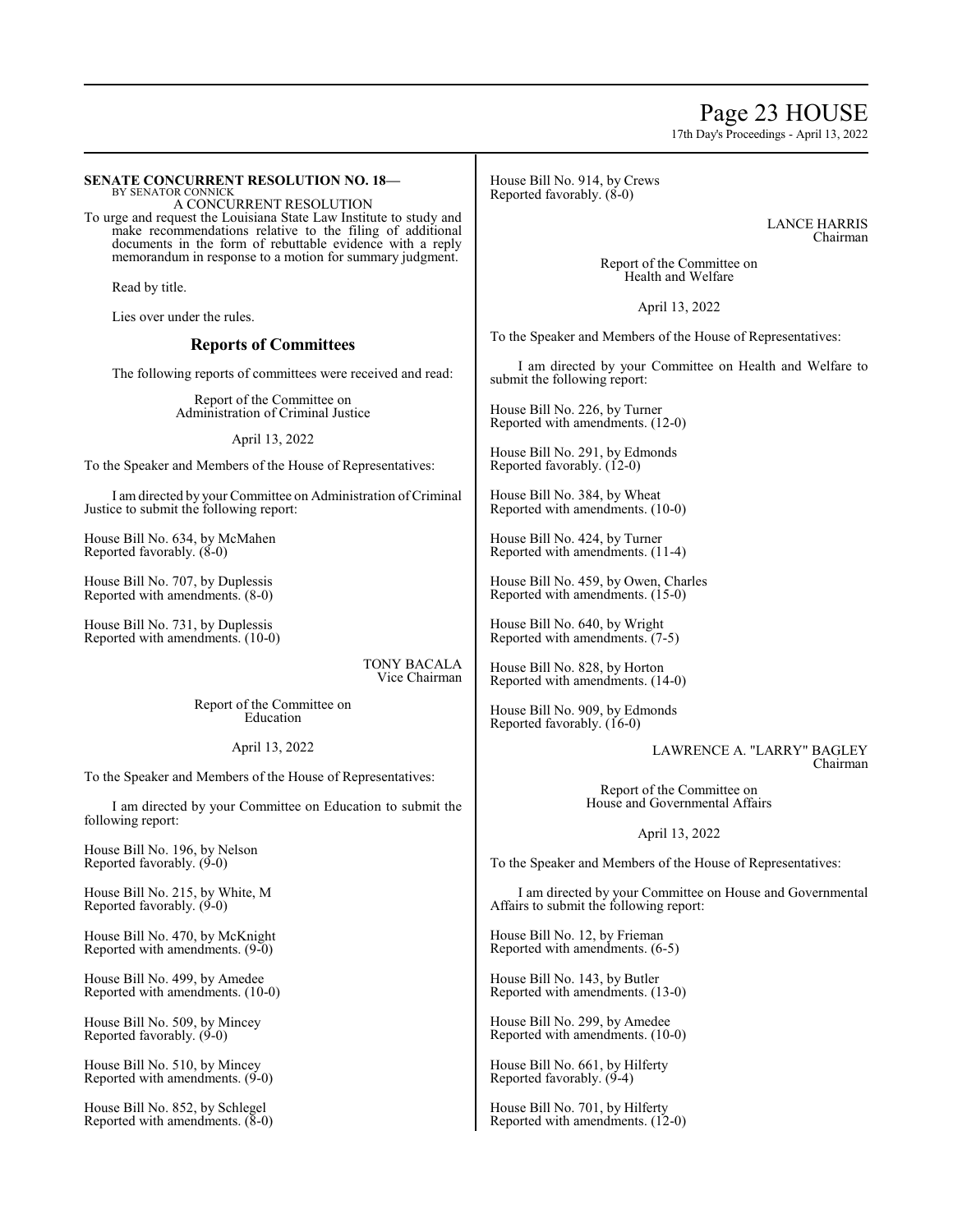**SENATE CONCURRENT RESOLUTION NO. 18—**
BY SENATOR CONNICK

A CONCURRENT RESOLUTION

To urge and request the Louisiana State Law Institute to study and make recommendations relative to the filing of additional documents in the form of rebuttable evidence with a reply memorandum in response to a motion for summary judgment.

Read by title.

Lies over under the rules.

## Reports of Committees

The following reports of committees were received and read:

Report of the Committee on
Administration of Criminal Justice

April 13, 2022

To the Speaker and Members of the House of Representatives:

I am directed by your Committee on Administration of Criminal Justice to submit the following report:

House Bill No. 634, by McMahen
Reported favorably. (8-0)

House Bill No. 707, by Duplessis
Reported with amendments. (8-0)

House Bill No. 731, by Duplessis
Reported with amendments. (10-0)

TONY BACALA
Vice Chairman

Report of the Committee on
Education

April 13, 2022

To the Speaker and Members of the House of Representatives:

I am directed by your Committee on Education to submit the following report:

House Bill No. 196, by Nelson
Reported favorably. (9-0)

House Bill No. 215, by White, M
Reported favorably. (9-0)

House Bill No. 470, by McKnight
Reported with amendments. (9-0)

House Bill No. 499, by Amedee
Reported with amendments. (10-0)

House Bill No. 509, by Mincey
Reported favorably. (9-0)

House Bill No. 510, by Mincey
Reported with amendments. (9-0)

House Bill No. 852, by Schlegel
Reported with amendments. (8-0)

House Bill No. 914, by Crews
Reported favorably. (8-0)

LANCE HARRIS
Chairman

Report of the Committee on
Health and Welfare

April 13, 2022

To the Speaker and Members of the House of Representatives:

I am directed by your Committee on Health and Welfare to submit the following report:

House Bill No. 226, by Turner
Reported with amendments. (12-0)

House Bill No. 291, by Edmonds
Reported favorably. (12-0)

House Bill No. 384, by Wheat
Reported with amendments. (10-0)

House Bill No. 424, by Turner
Reported with amendments. (11-4)

House Bill No. 459, by Owen, Charles
Reported with amendments. (15-0)

House Bill No. 640, by Wright
Reported with amendments. (7-5)

House Bill No. 828, by Horton
Reported with amendments. (14-0)

House Bill No. 909, by Edmonds
Reported favorably. (16-0)

LAWRENCE A. "LARRY" BAGLEY
Chairman

Report of the Committee on
House and Governmental Affairs

April 13, 2022

To the Speaker and Members of the House of Representatives:

I am directed by your Committee on House and Governmental Affairs to submit the following report:

House Bill No. 12, by Frieman
Reported with amendments. (6-5)

House Bill No. 143, by Butler
Reported with amendments. (13-0)

House Bill No. 299, by Amedee
Reported with amendments. (10-0)

House Bill No. 661, by Hilferty
Reported favorably. (9-4)

House Bill No. 701, by Hilferty
Reported with amendments. (12-0)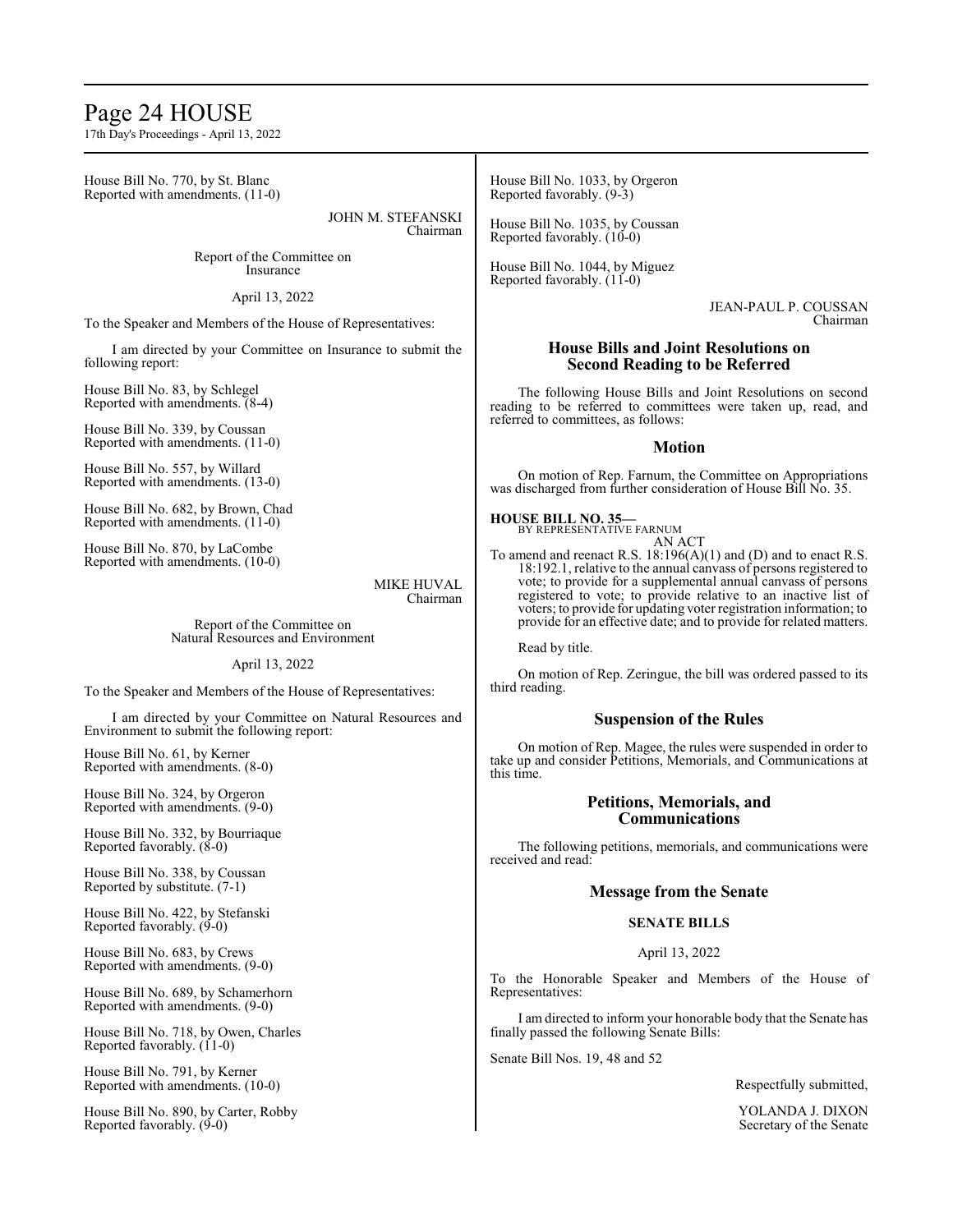House Bill No. 770, by St. Blanc
Reported with amendments. (11-0)

JOHN M. STEFANSKI
Chairman

Report of the Committee on
Insurance

April 13, 2022

To the Speaker and Members of the House of Representatives:

I am directed by your Committee on Insurance to submit the following report:

House Bill No. 83, by Schlegel
Reported with amendments. (8-4)

House Bill No. 339, by Coussan
Reported with amendments. (11-0)

House Bill No. 557, by Willard
Reported with amendments. (13-0)

House Bill No. 682, by Brown, Chad
Reported with amendments. (11-0)

House Bill No. 870, by LaCombe
Reported with amendments. (10-0)

MIKE HUVAL
Chairman

Report of the Committee on
Natural Resources and Environment

April 13, 2022

To the Speaker and Members of the House of Representatives:

I am directed by your Committee on Natural Resources and Environment to submit the following report:

House Bill No. 61, by Kerner
Reported with amendments. (8-0)

House Bill No. 324, by Orgeron
Reported with amendments. (9-0)

House Bill No. 332, by Bourriaque
Reported favorably. (8-0)

House Bill No. 338, by Coussan
Reported by substitute. (7-1)

House Bill No. 422, by Stefanski
Reported favorably. (9-0)

House Bill No. 683, by Crews
Reported with amendments. (9-0)

House Bill No. 689, by Schamerhorn
Reported with amendments. (9-0)

House Bill No. 718, by Owen, Charles
Reported favorably. (11-0)

House Bill No. 791, by Kerner
Reported with amendments. (10-0)

House Bill No. 890, by Carter, Robby
Reported favorably. (9-0)

House Bill No. 1033, by Orgeron
Reported favorably. (9-3)

House Bill No. 1035, by Coussan
Reported favorably. (10-0)

House Bill No. 1044, by Miguez
Reported favorably. (11-0)

JEAN-PAUL P. COUSSAN
Chairman

## House Bills and Joint Resolutions on Second Reading to be Referred

The following House Bills and Joint Resolutions on second reading to be referred to committees were taken up, read, and referred to committees, as follows:

## Motion

On motion of Rep. Farnum, the Committee on Appropriations was discharged from further consideration of House Bill No. 35.

**HOUSE BILL NO. 35—**
BY REPRESENTATIVE FARNUM
AN ACT

To amend and reenact R.S. 18:196(A)(1) and (D) and to enact R.S. 18:192.1, relative to the annual canvass of persons registered to vote; to provide for a supplemental annual canvass of persons registered to vote; to provide relative to an inactive list of voters; to provide for updating voter registration information; to provide for an effective date; and to provide for related matters.

Read by title.

On motion of Rep. Zeringue, the bill was ordered passed to its third reading.

## Suspension of the Rules

On motion of Rep. Magee, the rules were suspended in order to take up and consider Petitions, Memorials, and Communications at this time.

## Petitions, Memorials, and Communications

The following petitions, memorials, and communications were received and read:

## Message from the Senate

### SENATE BILLS

April 13, 2022

To the Honorable Speaker and Members of the House of Representatives:

I am directed to inform your honorable body that the Senate has finally passed the following Senate Bills:

Senate Bill Nos. 19, 48 and 52

Respectfully submitted,

YOLANDA J. DIXON
Secretary of the Senate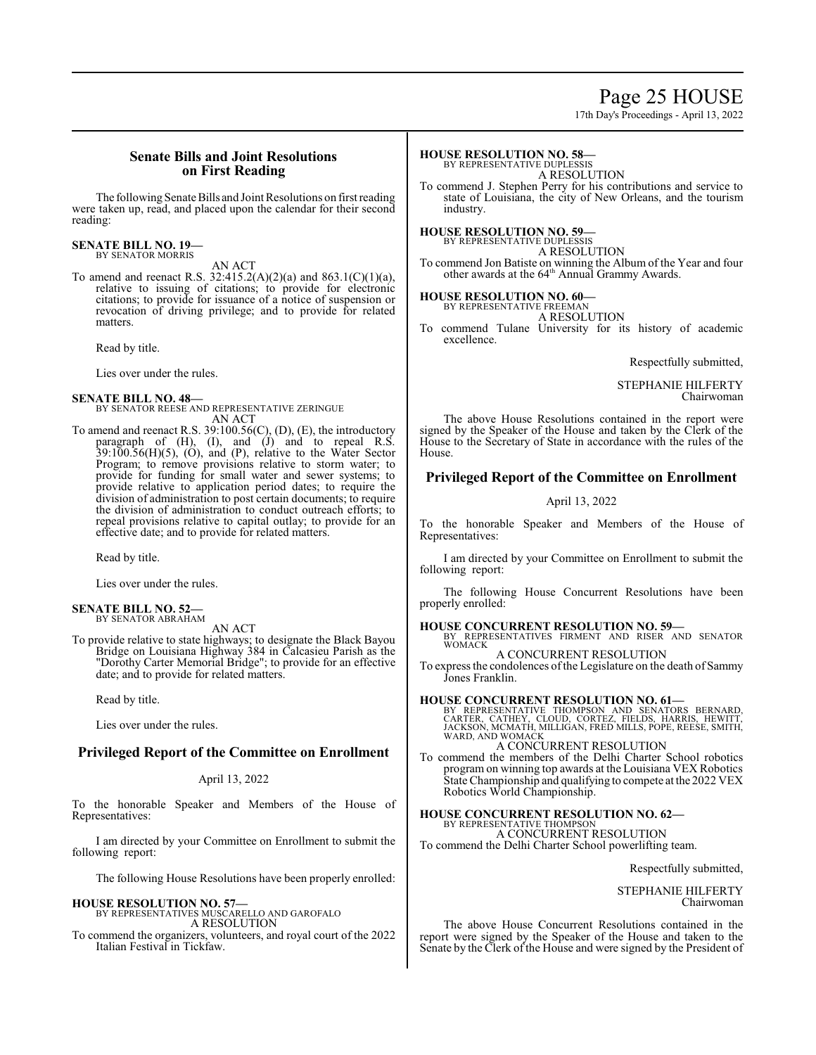## Senate Bills and Joint Resolutions on First Reading

The following Senate Bills and Joint Resolutions on first reading were taken up, read, and placed upon the calendar for their second reading:

**SENATE BILL NO. 19—**
BY SENATOR MORRIS

AN ACT

To amend and reenact R.S. 32:415.2(A)(2)(a) and 863.1(C)(1)(a), relative to issuing of citations; to provide for electronic citations; to provide for issuance of a notice of suspension or revocation of driving privilege; and to provide for related matters.

Read by title.

Lies over under the rules.

**SENATE BILL NO. 48—**
BY SENATOR REESE AND REPRESENTATIVE ZERINGUE

AN ACT

To amend and reenact R.S. 39:100.56(C), (D), (E), the introductory paragraph of (H), (I), and (J) and to repeal R.S. 39:100.56(H)(5), (O), and (P), relative to the Water Sector Program; to remove provisions relative to storm water; to provide for funding for small water and sewer systems; to provide relative to application period dates; to require the division of administration to post certain documents; to require the division of administration to conduct outreach efforts; to repeal provisions relative to capital outlay; to provide for an effective date; and to provide for related matters.

Read by title.

Lies over under the rules.

**SENATE BILL NO. 52—**
BY SENATOR ABRAHAM

AN ACT

To provide relative to state highways; to designate the Black Bayou Bridge on Louisiana Highway 384 in Calcasieu Parish as the "Dorothy Carter Memorial Bridge"; to provide for an effective date; and to provide for related matters.

Read by title.

Lies over under the rules.

## Privileged Report of the Committee on Enrollment

April 13, 2022

To the honorable Speaker and Members of the House of Representatives:

I am directed by your Committee on Enrollment to submit the following report:

The following House Resolutions have been properly enrolled:

**HOUSE RESOLUTION NO. 57—**
BY REPRESENTATIVES MUSCARELLO AND GAROFALO

A RESOLUTION

To commend the organizers, volunteers, and royal court of the 2022 Italian Festival in Tickfaw.

**HOUSE RESOLUTION NO. 58—**
BY REPRESENTATIVE DUPLESSIS

A RESOLUTION

To commend J. Stephen Perry for his contributions and service to state of Louisiana, the city of New Orleans, and the tourism industry.

**HOUSE RESOLUTION NO. 59—**
BY REPRESENTATIVE DUPLESSIS

A RESOLUTION

To commend Jon Batiste on winning the Album of the Year and four other awards at the 64th Annual Grammy Awards.

**HOUSE RESOLUTION NO. 60—**
BY REPRESENTATIVE FREEMAN

A RESOLUTION

To commend Tulane University for its history of academic excellence.

Respectfully submitted,

STEPHANIE HILFERTY
Chairwoman

The above House Resolutions contained in the report were signed by the Speaker of the House and taken by the Clerk of the House to the Secretary of State in accordance with the rules of the House.

## Privileged Report of the Committee on Enrollment

April 13, 2022

To the honorable Speaker and Members of the House of Representatives:

I am directed by your Committee on Enrollment to submit the following report:

The following House Concurrent Resolutions have been properly enrolled:

**HOUSE CONCURRENT RESOLUTION NO. 59—**
BY REPRESENTATIVES FIRMENT AND RISER AND SENATOR WOMACK

A CONCURRENT RESOLUTION

To express the condolences of the Legislature on the death of Sammy Jones Franklin.

**HOUSE CONCURRENT RESOLUTION NO. 61—**
BY REPRESENTATIVE THOMPSON AND SENATORS BERNARD, CARTER, CATHEY, CLOUD, CORTEZ, FIELDS, HARRIS, HEWITT, JACKSON, MCMATH, MILLIGAN, FRED MILLS, POPE, REESE, SMITH, WARD, AND WOMACK

A CONCURRENT RESOLUTION

To commend the members of the Delhi Charter School robotics program on winning top awards at the Louisiana VEX Robotics State Championship and qualifying to compete at the 2022 VEX Robotics World Championship.

**HOUSE CONCURRENT RESOLUTION NO. 62—**
BY REPRESENTATIVE THOMPSON

A CONCURRENT RESOLUTION

To commend the Delhi Charter School powerlifting team.

Respectfully submitted,

STEPHANIE HILFERTY
Chairwoman

The above House Concurrent Resolutions contained in the report were signed by the Speaker of the House and taken to the Senate by the Clerk of the House and were signed by the President of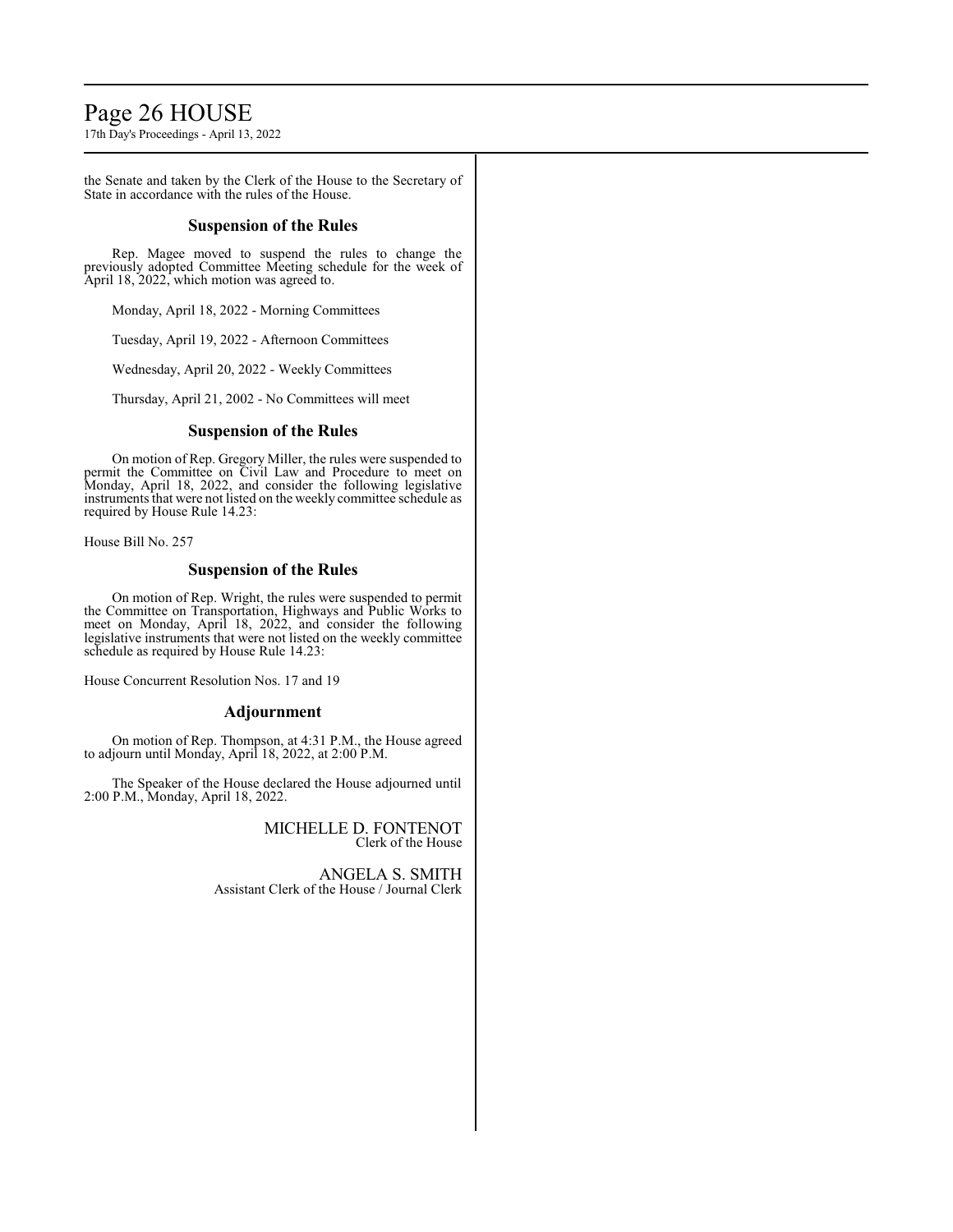the Senate and taken by the Clerk of the House to the Secretary of State in accordance with the rules of the House.

### Suspension of the Rules

Rep. Magee moved to suspend the rules to change the previously adopted Committee Meeting schedule for the week of April 18, 2022, which motion was agreed to.

Monday, April 18, 2022 - Morning Committees

Tuesday, April 19, 2022 - Afternoon Committees

Wednesday, April 20, 2022 - Weekly Committees

Thursday, April 21, 2002 - No Committees will meet

### Suspension of the Rules

On motion of Rep. Gregory Miller, the rules were suspended to permit the Committee on Civil Law and Procedure to meet on Monday, April 18, 2022, and consider the following legislative instruments that were not listed on the weekly committee schedule as required by House Rule 14.23:

House Bill No. 257

### Suspension of the Rules

On motion of Rep. Wright, the rules were suspended to permit the Committee on Transportation, Highways and Public Works to meet on Monday, April 18, 2022, and consider the following legislative instruments that were not listed on the weekly committee schedule as required by House Rule 14.23:

House Concurrent Resolution Nos. 17 and 19

### Adjournment

On motion of Rep. Thompson, at 4:31 P.M., the House agreed to adjourn until Monday, April 18, 2022, at 2:00 P.M.

The Speaker of the House declared the House adjourned until 2:00 P.M., Monday, April 18, 2022.

MICHELLE D. FONTENOT
Clerk of the House

ANGELA S. SMITH
Assistant Clerk of the House / Journal Clerk